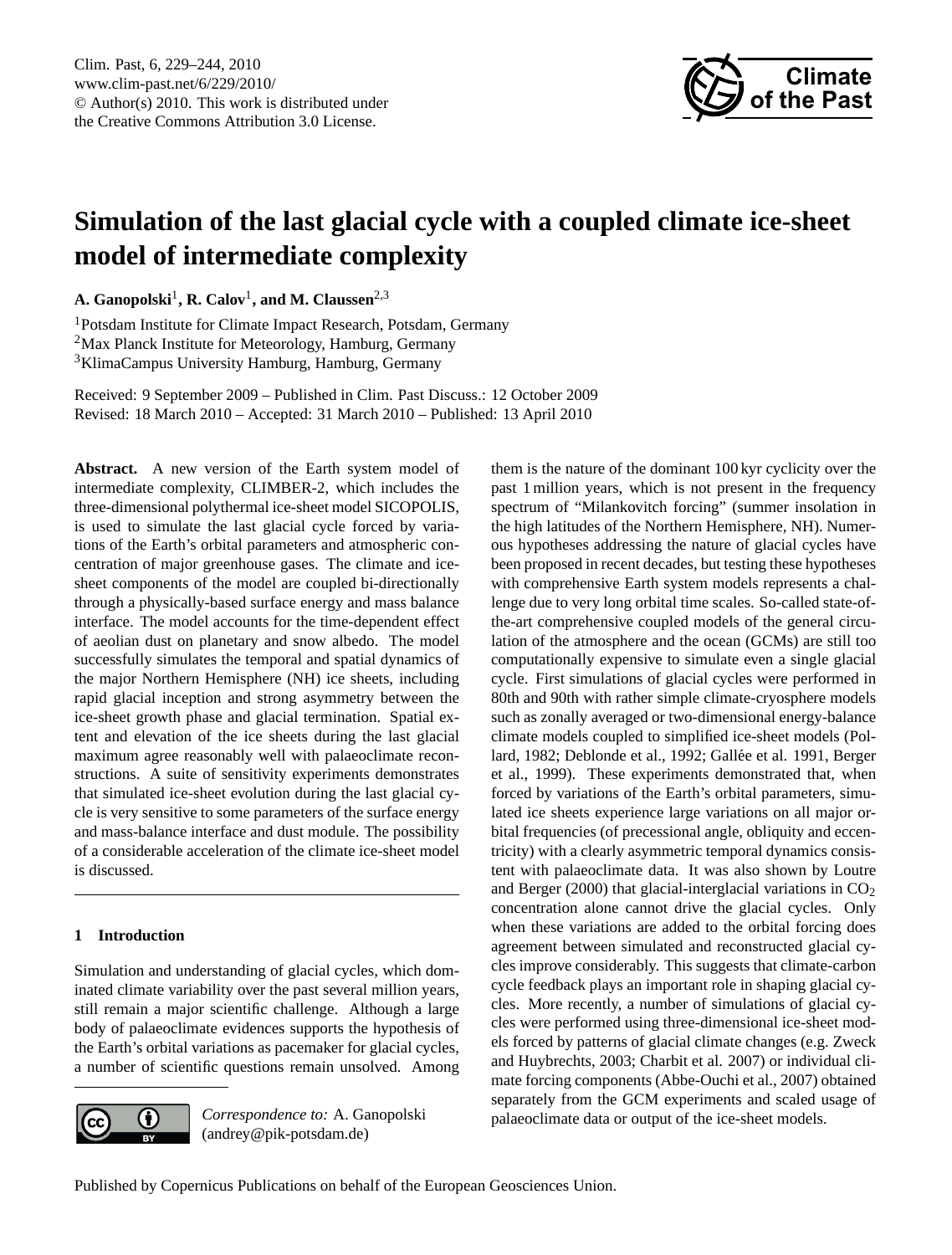# Simulation of the last glacial cycle with a coupled climate ice-sheet model of intermediate complexity

**A. Ganopolski**[1], **R. Calov**[1], **and M. Claussen**[2,3]

[1]Potsdam Institute for Climate Impact Research, Potsdam, Germany
[2]Max Planck Institute for Meteorology, Hamburg, Germany
[3]KlimaCampus University Hamburg, Hamburg, Germany

Received: 9 September 2009 – Published in Clim. Past Discuss.: 12 October 2009
Revised: 18 March 2010 – Accepted: 31 March 2010 – Published: 13 April 2010

**Abstract.** A new version of the Earth system model of intermediate complexity, CLIMBER-2, which includes the three-dimensional polythermal ice-sheet model SICOPOLIS, is used to simulate the last glacial cycle forced by variations of the Earth's orbital parameters and atmospheric concentration of major greenhouse gases. The climate and ice-sheet components of the model are coupled bi-directionally through a physically-based surface energy and mass balance interface. The model accounts for the time-dependent effect of aeolian dust on planetary and snow albedo. The model successfully simulates the temporal and spatial dynamics of the major Northern Hemisphere (NH) ice sheets, including rapid glacial inception and strong asymmetry between the ice-sheet growth phase and glacial termination. Spatial extent and elevation of the ice sheets during the last glacial maximum agree reasonably well with palaeoclimate reconstructions. A suite of sensitivity experiments demonstrates that simulated ice-sheet evolution during the last glacial cycle is very sensitive to some parameters of the surface energy and mass-balance interface and dust module. The possibility of a considerable acceleration of the climate ice-sheet model is discussed.

## 1 Introduction

Simulation and understanding of glacial cycles, which dominated climate variability over the past several million years, still remain a major scientific challenge. Although a large body of palaeoclimate evidences supports the hypothesis of the Earth's orbital variations as pacemaker for glacial cycles, a number of scientific questions remain unsolved. Among them is the nature of the dominant 100 kyr cyclicity over the past 1 million years, which is not present in the frequency spectrum of "Milankovitch forcing" (summer insolation in the high latitudes of the Northern Hemisphere, NH). Numerous hypotheses addressing the nature of glacial cycles have been proposed in recent decades, but testing these hypotheses with comprehensive Earth system models represents a challenge due to very long orbital time scales. So-called state-of-the-art comprehensive coupled models of the general circulation of the atmosphere and the ocean (GCMs) are still too computationally expensive to simulate even a single glacial cycle. First simulations of glacial cycles were performed in 80th and 90th with rather simple climate-cryosphere models such as zonally averaged or two-dimensional energy-balance climate models coupled to simplified ice-sheet models (Pollard, 1982; Deblonde et al., 1992; Gallée et al. 1991, Berger et al., 1999). These experiments demonstrated that, when forced by variations of the Earth's orbital parameters, simulated ice sheets experience large variations on all major orbital frequencies (of precessional angle, obliquity and eccentricity) with a clearly asymmetric temporal dynamics consistent with palaeoclimate data. It was also shown by Loutre and Berger (2000) that glacial-interglacial variations in $CO_2$ concentration alone cannot drive the glacial cycles. Only when these variations are added to the orbital forcing does agreement between simulated and reconstructed glacial cycles improve considerably. This suggests that climate-carbon cycle feedback plays an important role in shaping glacial cycles. More recently, a number of simulations of glacial cycles were performed using three-dimensional ice-sheet models forced by patterns of glacial climate changes (e.g. Zweck and Huybrechts, 2003; Charbit et al. 2007) or individual climate forcing components (Abbe-Ouchi et al., 2007) obtained separately from the GCM experiments and scaled usage of palaeoclimate data or output of the ice-sheet models.

*Correspondence to:* A. Ganopolski (andrey@pik-potsdam.de)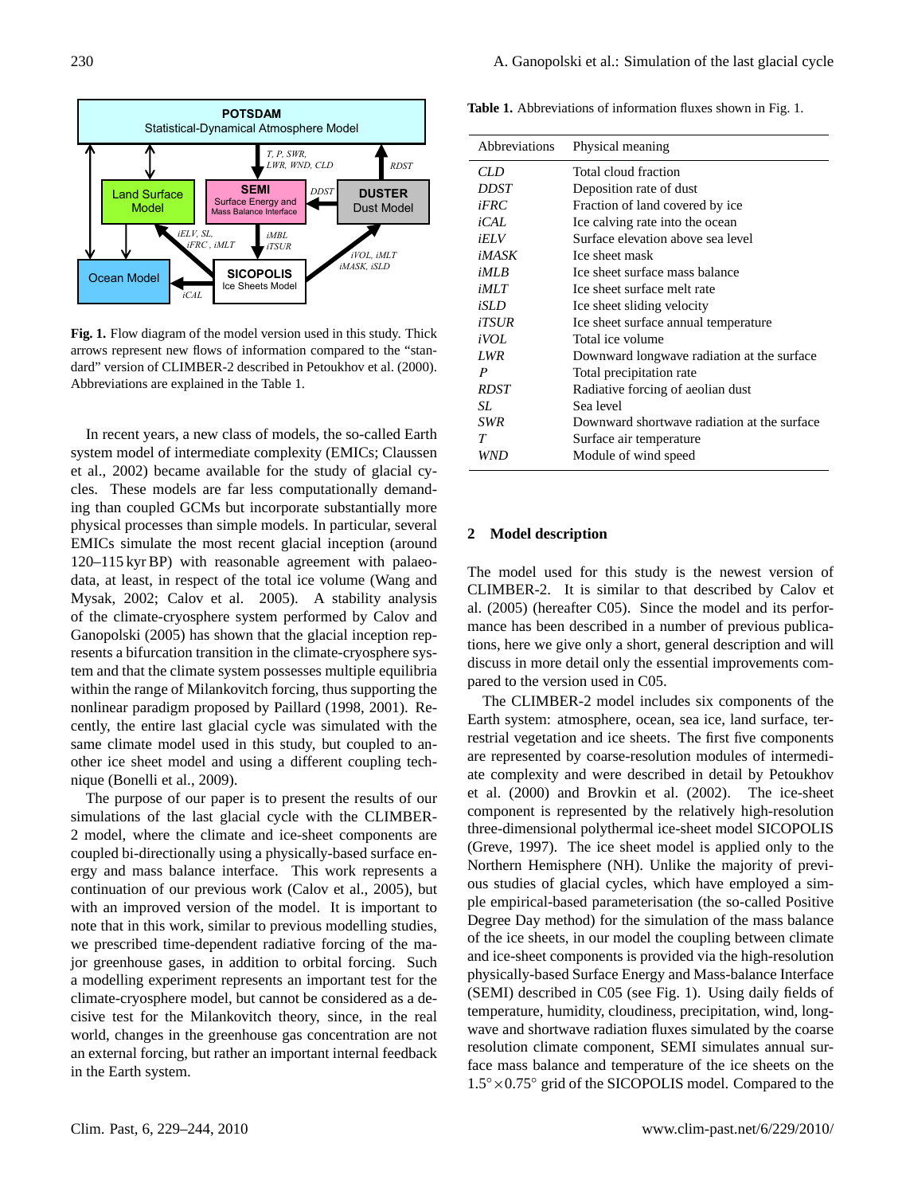**Fig. 1.** Flow diagram of the model version used in this study. Thick arrows represent new flows of information compared to the "standard" version of CLIMBER-2 described in Petoukhov et al. (2000). Abbreviations are explained in the Table 1.

In recent years, a new class of models, the so-called Earth system model of intermediate complexity (EMICs; Claussen et al., 2002) became available for the study of glacial cycles. These models are far less computationally demanding than coupled GCMs but incorporate substantially more physical processes than simple models. In particular, several EMICs simulate the most recent glacial inception (around 120–115 kyr BP) with reasonable agreement with palaeodata, at least, in respect of the total ice volume (Wang and Mysak, 2002; Calov et al. 2005). A stability analysis of the climate-cryosphere system performed by Calov and Ganopolski (2005) has shown that the glacial inception represents a bifurcation transition in the climate-cryosphere system and that the climate system possesses multiple equilibria within the range of Milankovitch forcing, thus supporting the nonlinear paradigm proposed by Paillard (1998, 2001). Recently, the entire last glacial cycle was simulated with the same climate model used in this study, but coupled to another ice sheet model and using a different coupling technique (Bonelli et al., 2009).

The purpose of our paper is to present the results of our simulations of the last glacial cycle with the CLIMBER-2 model, where the climate and ice-sheet components are coupled bi-directionally using a physically-based surface energy and mass balance interface. This work represents a continuation of our previous work (Calov et al., 2005), but with an improved version of the model. It is important to note that in this work, similar to previous modelling studies, we prescribed time-dependent radiative forcing of the major greenhouse gases, in addition to orbital forcing. Such a modelling experiment represents an important test for the climate-cryosphere model, but cannot be considered as a decisive test for the Milankovitch theory, since, in the real world, changes in the greenhouse gas concentration are not an external forcing, but rather an important internal feedback in the Earth system.

**Table 1.** Abbreviations of information fluxes shown in Fig. 1.

| Abbreviations | Physical meaning |
|---|---|
| *CLD* | Total cloud fraction |
| *DDST* | Deposition rate of dust |
| *iFRC* | Fraction of land covered by ice |
| *iCAL* | Ice calving rate into the ocean |
| *iELV* | Surface elevation above sea level |
| *iMASK* | Ice sheet mask |
| *iMLB* | Ice sheet surface mass balance |
| *iMLT* | Ice sheet surface melt rate |
| *iSLD* | Ice sheet sliding velocity |
| *iTSUR* | Ice sheet surface annual temperature |
| *iVOL* | Total ice volume |
| *LWR* | Downward longwave radiation at the surface |
| *P* | Total precipitation rate |
| *RDST* | Radiative forcing of aeolian dust |
| *SL* | Sea level |
| *SWR* | Downward shortwave radiation at the surface |
| *T* | Surface air temperature |
| *WND* | Module of wind speed |

## 2 Model description

The model used for this study is the newest version of CLIMBER-2. It is similar to that described by Calov et al. (2005) (hereafter C05). Since the model and its performance has been described in a number of previous publications, here we give only a short, general description and will discuss in more detail only the essential improvements compared to the version used in C05.

The CLIMBER-2 model includes six components of the Earth system: atmosphere, ocean, sea ice, land surface, terrestrial vegetation and ice sheets. The first five components are represented by coarse-resolution modules of intermediate complexity and were described in detail by Petoukhov et al. (2000) and Brovkin et al. (2002). The ice-sheet component is represented by the relatively high-resolution three-dimensional polythermal ice-sheet model SICOPOLIS (Greve, 1997). The ice sheet model is applied only to the Northern Hemisphere (NH). Unlike the majority of previous studies of glacial cycles, which have employed a simple empirical-based parameterisation (the so-called Positive Degree Day method) for the simulation of the mass balance of the ice sheets, in our model the coupling between climate and ice-sheet components is provided via the high-resolution physically-based Surface Energy and Mass-balance Interface (SEMI) described in C05 (see Fig. 1). Using daily fields of temperature, humidity, cloudiness, precipitation, wind, longwave and shortwave radiation fluxes simulated by the coarse resolution climate component, SEMI simulates annual surface mass balance and temperature of the ice sheets on the $1.5^{\circ} \times 0.75^{\circ}$ grid of the SICOPOLIS model. Compared to the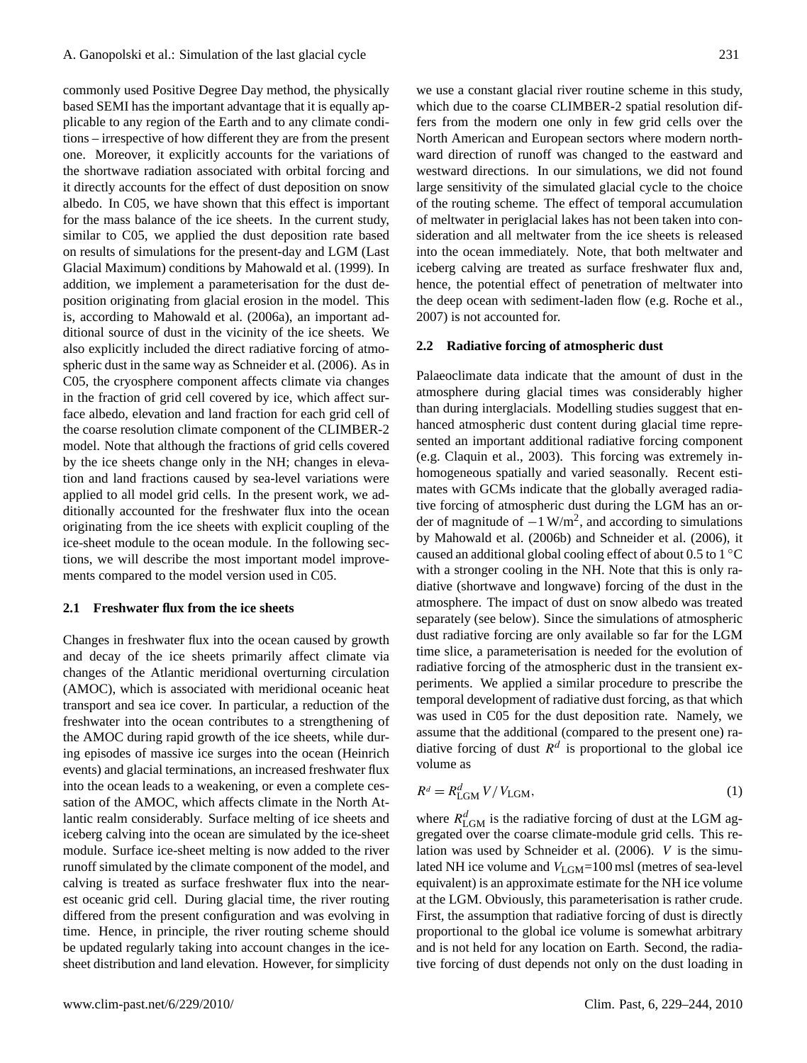commonly used Positive Degree Day method, the physically based SEMI has the important advantage that it is equally applicable to any region of the Earth and to any climate conditions – irrespective of how different they are from the present one. Moreover, it explicitly accounts for the variations of the shortwave radiation associated with orbital forcing and it directly accounts for the effect of dust deposition on snow albedo. In C05, we have shown that this effect is important for the mass balance of the ice sheets. In the current study, similar to C05, we applied the dust deposition rate based on results of simulations for the present-day and LGM (Last Glacial Maximum) conditions by Mahowald et al. (1999). In addition, we implement a parameterisation for the dust deposition originating from glacial erosion in the model. This is, according to Mahowald et al. (2006a), an important additional source of dust in the vicinity of the ice sheets. We also explicitly included the direct radiative forcing of atmospheric dust in the same way as Schneider et al. (2006). As in C05, the cryosphere component affects climate via changes in the fraction of grid cell covered by ice, which affect surface albedo, elevation and land fraction for each grid cell of the coarse resolution climate component of the CLIMBER-2 model. Note that although the fractions of grid cells covered by the ice sheets change only in the NH; changes in elevation and land fractions caused by sea-level variations were applied to all model grid cells. In the present work, we additionally accounted for the freshwater flux into the ocean originating from the ice sheets with explicit coupling of the ice-sheet module to the ocean module. In the following sections, we will describe the most important model improvements compared to the model version used in C05.

### 2.1 Freshwater flux from the ice sheets

Changes in freshwater flux into the ocean caused by growth and decay of the ice sheets primarily affect climate via changes of the Atlantic meridional overturning circulation (AMOC), which is associated with meridional oceanic heat transport and sea ice cover. In particular, a reduction of the freshwater into the ocean contributes to a strengthening of the AMOC during rapid growth of the ice sheets, while during episodes of massive ice surges into the ocean (Heinrich events) and glacial terminations, an increased freshwater flux into the ocean leads to a weakening, or even a complete cessation of the AMOC, which affects climate in the North Atlantic realm considerably. Surface melting of ice sheets and iceberg calving into the ocean are simulated by the ice-sheet module. Surface ice-sheet melting is now added to the river runoff simulated by the climate component of the model, and calving is treated as surface freshwater flux into the nearest oceanic grid cell. During glacial time, the river routing differed from the present configuration and was evolving in time. Hence, in principle, the river routing scheme should be updated regularly taking into account changes in the ice-sheet distribution and land elevation. However, for simplicity we use a constant glacial river routine scheme in this study, which due to the coarse CLIMBER-2 spatial resolution differs from the modern one only in few grid cells over the North American and European sectors where modern northward direction of runoff was changed to the eastward and westward directions. In our simulations, we did not found large sensitivity of the simulated glacial cycle to the choice of the routing scheme. The effect of temporal accumulation of meltwater in periglacial lakes has not been taken into consideration and all meltwater from the ice sheets is released into the ocean immediately. Note, that both meltwater and iceberg calving are treated as surface freshwater flux and, hence, the potential effect of penetration of meltwater into the deep ocean with sediment-laden flow (e.g. Roche et al., 2007) is not accounted for.

### 2.2 Radiative forcing of atmospheric dust

Palaeoclimate data indicate that the amount of dust in the atmosphere during glacial times was considerably higher than during interglacials. Modelling studies suggest that enhanced atmospheric dust content during glacial time represented an important additional radiative forcing component (e.g. Claquin et al., 2003). This forcing was extremely inhomogeneous spatially and varied seasonally. Recent estimates with GCMs indicate that the globally averaged radiative forcing of atmospheric dust during the LGM has an order of magnitude of $-1\,\mathrm{W/m^2}$, and according to simulations by Mahowald et al. (2006b) and Schneider et al. (2006), it caused an additional global cooling effect of about 0.5 to 1 °C with a stronger cooling in the NH. Note that this is only radiative (shortwave and longwave) forcing of the dust in the atmosphere. The impact of dust on snow albedo was treated separately (see below). Since the simulations of atmospheric dust radiative forcing are only available so far for the LGM time slice, a parameterisation is needed for the evolution of radiative forcing of the atmospheric dust in the transient experiments. We applied a similar procedure to prescribe the temporal development of radiative dust forcing, as that which was used in C05 for the dust deposition rate. Namely, we assume that the additional (compared to the present one) radiative forcing of dust $R^d$ is proportional to the global ice volume as

$$R^d = R^d_{\mathrm{LGM}}\, V / V_{\mathrm{LGM}}, \tag{1}$$

where $R^d_{\mathrm{LGM}}$ is the radiative forcing of dust at the LGM aggregated over the coarse climate-module grid cells. This relation was used by Schneider et al. (2006). $V$ is the simulated NH ice volume and $V_{\mathrm{LGM}}$=100 msl (metres of sea-level equivalent) is an approximate estimate for the NH ice volume at the LGM. Obviously, this parameterisation is rather crude. First, the assumption that radiative forcing of dust is directly proportional to the global ice volume is somewhat arbitrary and is not held for any location on Earth. Second, the radiative forcing of dust depends not only on the dust loading in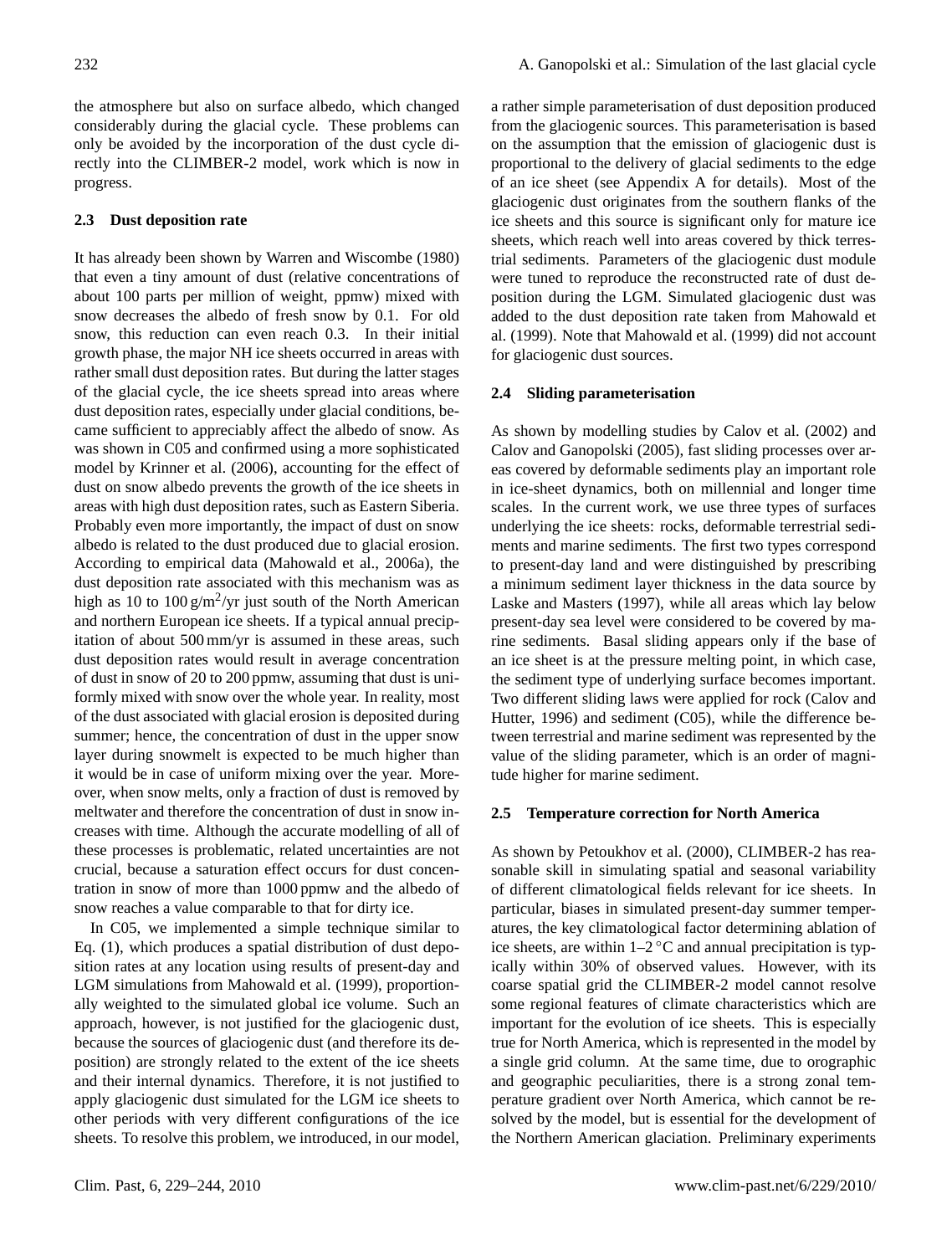the atmosphere but also on surface albedo, which changed considerably during the glacial cycle. These problems can only be avoided by the incorporation of the dust cycle directly into the CLIMBER-2 model, work which is now in progress.

### 2.3 Dust deposition rate

It has already been shown by Warren and Wiscombe (1980) that even a tiny amount of dust (relative concentrations of about 100 parts per million of weight, ppmw) mixed with snow decreases the albedo of fresh snow by 0.1. For old snow, this reduction can even reach 0.3. In their initial growth phase, the major NH ice sheets occurred in areas with rather small dust deposition rates. But during the latter stages of the glacial cycle, the ice sheets spread into areas where dust deposition rates, especially under glacial conditions, became sufficient to appreciably affect the albedo of snow. As was shown in C05 and confirmed using a more sophisticated model by Krinner et al. (2006), accounting for the effect of dust on snow albedo prevents the growth of the ice sheets in areas with high dust deposition rates, such as Eastern Siberia. Probably even more importantly, the impact of dust on snow albedo is related to the dust produced due to glacial erosion. According to empirical data (Mahowald et al., 2006a), the dust deposition rate associated with this mechanism was as high as 10 to 100 $g/m^2/yr$ just south of the North American and northern European ice sheets. If a typical annual precipitation of about 500 mm/yr is assumed in these areas, such dust deposition rates would result in average concentration of dust in snow of 20 to 200 ppmw, assuming that dust is uniformly mixed with snow over the whole year. In reality, most of the dust associated with glacial erosion is deposited during summer; hence, the concentration of dust in the upper snow layer during snowmelt is expected to be much higher than it would be in case of uniform mixing over the year. Moreover, when snow melts, only a fraction of dust is removed by meltwater and therefore the concentration of dust in snow increases with time. Although the accurate modelling of all of these processes is problematic, related uncertainties are not crucial, because a saturation effect occurs for dust concentration in snow of more than 1000 ppmw and the albedo of snow reaches a value comparable to that for dirty ice.

In C05, we implemented a simple technique similar to Eq. (1), which produces a spatial distribution of dust deposition rates at any location using results of present-day and LGM simulations from Mahowald et al. (1999), proportionally weighted to the simulated global ice volume. Such an approach, however, is not justified for the glaciogenic dust, because the sources of glaciogenic dust (and therefore its deposition) are strongly related to the extent of the ice sheets and their internal dynamics. Therefore, it is not justified to apply glaciogenic dust simulated for the LGM ice sheets to other periods with very different configurations of the ice sheets. To resolve this problem, we introduced, in our model, a rather simple parameterisation of dust deposition produced from the glaciogenic sources. This parameterisation is based on the assumption that the emission of glaciogenic dust is proportional to the delivery of glacial sediments to the edge of an ice sheet (see Appendix A for details). Most of the glaciogenic dust originates from the southern flanks of the ice sheets and this source is significant only for mature ice sheets, which reach well into areas covered by thick terrestrial sediments. Parameters of the glaciogenic dust module were tuned to reproduce the reconstructed rate of dust deposition during the LGM. Simulated glaciogenic dust was added to the dust deposition rate taken from Mahowald et al. (1999). Note that Mahowald et al. (1999) did not account for glaciogenic dust sources.

### 2.4 Sliding parameterisation

As shown by modelling studies by Calov et al. (2002) and Calov and Ganopolski (2005), fast sliding processes over areas covered by deformable sediments play an important role in ice-sheet dynamics, both on millennial and longer time scales. In the current work, we use three types of surfaces underlying the ice sheets: rocks, deformable terrestrial sediments and marine sediments. The first two types correspond to present-day land and were distinguished by prescribing a minimum sediment layer thickness in the data source by Laske and Masters (1997), while all areas which lay below present-day sea level were considered to be covered by marine sediments. Basal sliding appears only if the base of an ice sheet is at the pressure melting point, in which case, the sediment type of underlying surface becomes important. Two different sliding laws were applied for rock (Calov and Hutter, 1996) and sediment (C05), while the difference between terrestrial and marine sediment was represented by the value of the sliding parameter, which is an order of magnitude higher for marine sediment.

### 2.5 Temperature correction for North America

As shown by Petoukhov et al. (2000), CLIMBER-2 has reasonable skill in simulating spatial and seasonal variability of different climatological fields relevant for ice sheets. In particular, biases in simulated present-day summer temperatures, the key climatological factor determining ablation of ice sheets, are within 1–2 °C and annual precipitation is typically within 30% of observed values. However, with its coarse spatial grid the CLIMBER-2 model cannot resolve some regional features of climate characteristics which are important for the evolution of ice sheets. This is especially true for North America, which is represented in the model by a single grid column. At the same time, due to orographic and geographic peculiarities, there is a strong zonal temperature gradient over North America, which cannot be resolved by the model, but is essential for the development of the Northern American glaciation. Preliminary experiments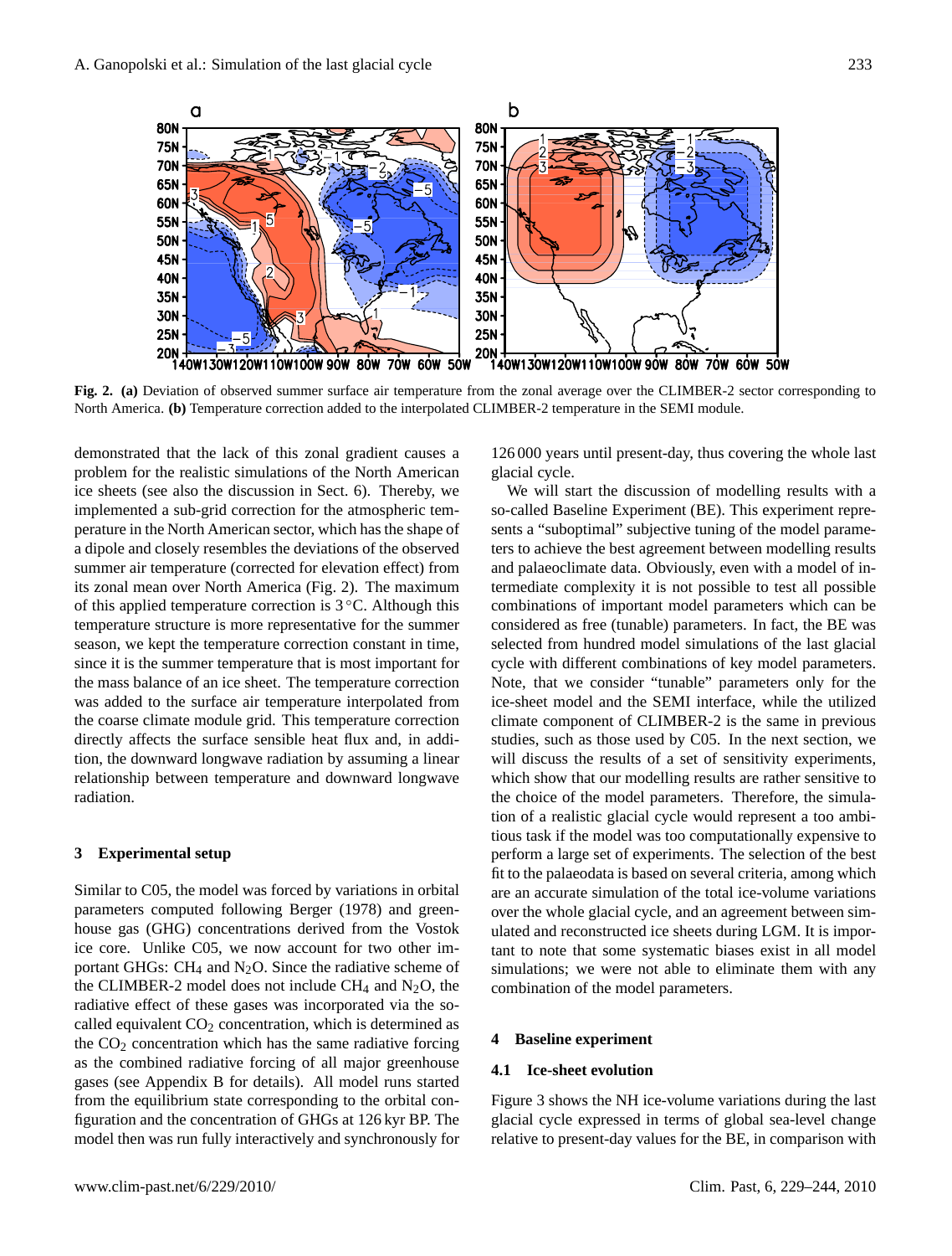**Fig. 2.** **(a)** Deviation of observed summer surface air temperature from the zonal average over the CLIMBER-2 sector corresponding to North America. **(b)** Temperature correction added to the interpolated CLIMBER-2 temperature in the SEMI module.

demonstrated that the lack of this zonal gradient causes a problem for the realistic simulations of the North American ice sheets (see also the discussion in Sect. 6). Thereby, we implemented a sub-grid correction for the atmospheric temperature in the North American sector, which has the shape of a dipole and closely resembles the deviations of the observed summer air temperature (corrected for elevation effect) from its zonal mean over North America (Fig. 2). The maximum of this applied temperature correction is 3 °C. Although this temperature structure is more representative for the summer season, we kept the temperature correction constant in time, since it is the summer temperature that is most important for the mass balance of an ice sheet. The temperature correction was added to the surface air temperature interpolated from the coarse climate module grid. This temperature correction directly affects the surface sensible heat flux and, in addition, the downward longwave radiation by assuming a linear relationship between temperature and downward longwave radiation.

## 3 Experimental setup

Similar to C05, the model was forced by variations in orbital parameters computed following Berger (1978) and greenhouse gas (GHG) concentrations derived from the Vostok ice core. Unlike C05, we now account for two other important GHGs: $CH_4$ and $N_2O$. Since the radiative scheme of the CLIMBER-2 model does not include $CH_4$ and $N_2O$, the radiative effect of these gases was incorporated via the so-called equivalent $CO_2$ concentration, which is determined as the $CO_2$ concentration which has the same radiative forcing as the combined radiative forcing of all major greenhouse gases (see Appendix B for details). All model runs started from the equilibrium state corresponding to the orbital configuration and the concentration of GHGs at 126 kyr BP. The model then was run fully interactively and synchronously for 126 000 years until present-day, thus covering the whole last glacial cycle.

We will start the discussion of modelling results with a so-called Baseline Experiment (BE). This experiment represents a "suboptimal" subjective tuning of the model parameters to achieve the best agreement between modelling results and palaeoclimate data. Obviously, even with a model of intermediate complexity it is not possible to test all possible combinations of important model parameters which can be considered as free (tunable) parameters. In fact, the BE was selected from hundred model simulations of the last glacial cycle with different combinations of key model parameters. Note, that we consider "tunable" parameters only for the ice-sheet model and the SEMI interface, while the utilized climate component of CLIMBER-2 is the same in previous studies, such as those used by C05. In the next section, we will discuss the results of a set of sensitivity experiments, which show that our modelling results are rather sensitive to the choice of the model parameters. Therefore, the simulation of a realistic glacial cycle would represent a too ambitious task if the model was too computationally expensive to perform a large set of experiments. The selection of the best fit to the palaeodata is based on several criteria, among which are an accurate simulation of the total ice-volume variations over the whole glacial cycle, and an agreement between simulated and reconstructed ice sheets during LGM. It is important to note that some systematic biases exist in all model simulations; we were not able to eliminate them with any combination of the model parameters.

## 4 Baseline experiment

### 4.1 Ice-sheet evolution

Figure 3 shows the NH ice-volume variations during the last glacial cycle expressed in terms of global sea-level change relative to present-day values for the BE, in comparison with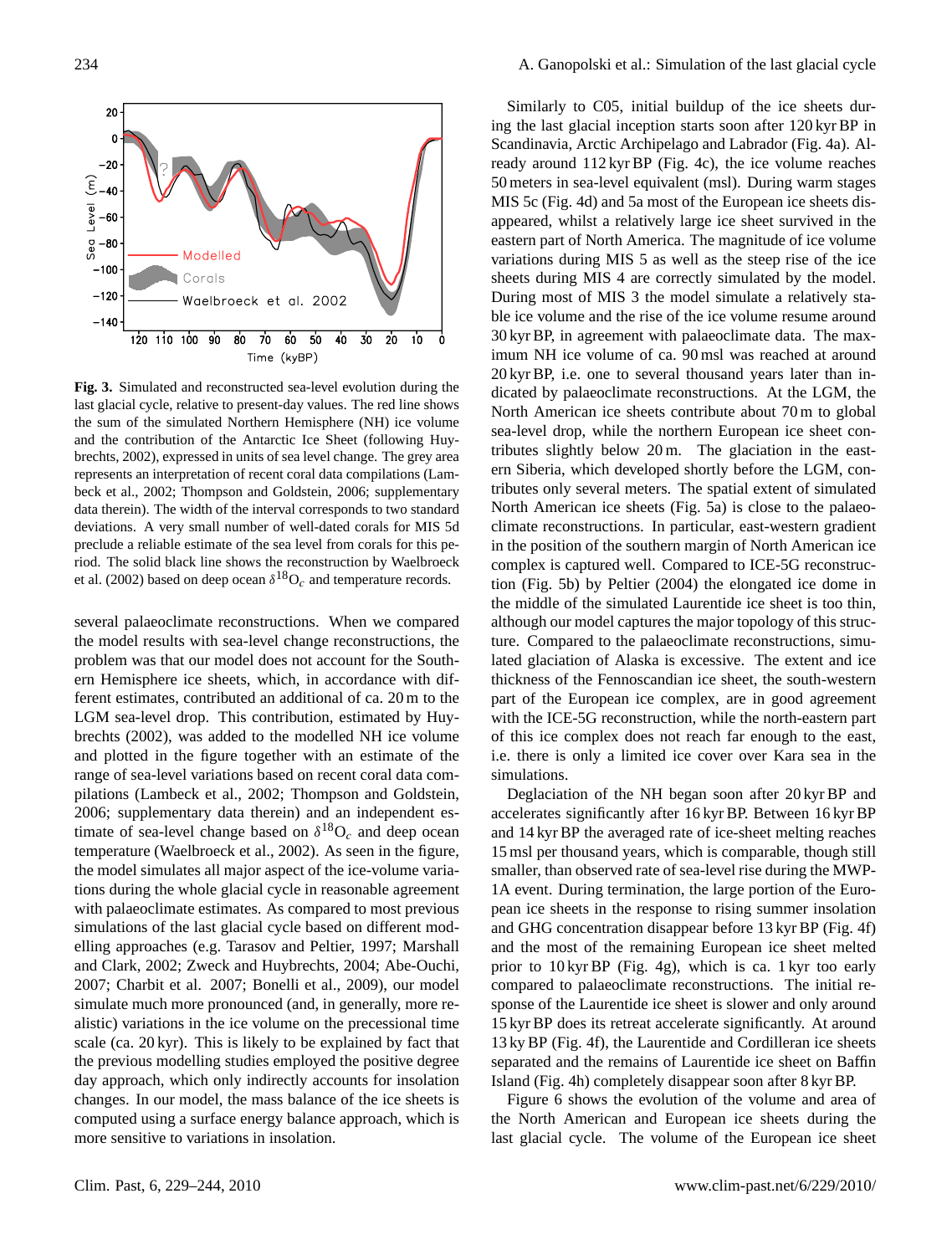**Fig. 3.** Simulated and reconstructed sea-level evolution during the last glacial cycle, relative to present-day values. The red line shows the sum of the simulated Northern Hemisphere (NH) ice volume and the contribution of the Antarctic Ice Sheet (following Huybrechts, 2002), expressed in units of sea level change. The grey area represents an interpretation of recent coral data compilations (Lambeck et al., 2002; Thompson and Goldstein, 2006; supplementary data therein). The width of the interval corresponds to two standard deviations. A very small number of well-dated corals for MIS 5d preclude a reliable estimate of the sea level from corals for this period. The solid black line shows the reconstruction by Waelbroeck et al. (2002) based on deep ocean $\delta^{18}O_c$ and temperature records.

several palaeoclimate reconstructions. When we compared the model results with sea-level change reconstructions, the problem was that our model does not account for the Southern Hemisphere ice sheets, which, in accordance with different estimates, contributed an additional of ca. 20 m to the LGM sea-level drop. This contribution, estimated by Huybrechts (2002), was added to the modelled NH ice volume and plotted in the figure together with an estimate of the range of sea-level variations based on recent coral data compilations (Lambeck et al., 2002; Thompson and Goldstein, 2006; supplementary data therein) and an independent estimate of sea-level change based on $\delta^{18}O_c$ and deep ocean temperature (Waelbroeck et al., 2002). As seen in the figure, the model simulates all major aspect of the ice-volume variations during the whole glacial cycle in reasonable agreement with palaeoclimate estimates. As compared to most previous simulations of the last glacial cycle based on different modelling approaches (e.g. Tarasov and Peltier, 1997; Marshall and Clark, 2002; Zweck and Huybrechts, 2004; Abe-Ouchi, 2007; Charbit et al. 2007; Bonelli et al., 2009), our model simulate much more pronounced (and, in generally, more realistic) variations in the ice volume on the precessional time scale (ca. 20 kyr). This is likely to be explained by fact that the previous modelling studies employed the positive degree day approach, which only indirectly accounts for insolation changes. In our model, the mass balance of the ice sheets is computed using a surface energy balance approach, which is more sensitive to variations in insolation.

Similarly to C05, initial buildup of the ice sheets during the last glacial inception starts soon after 120 kyr BP in Scandinavia, Arctic Archipelago and Labrador (Fig. 4a). Already around 112 kyr BP (Fig. 4c), the ice volume reaches 50 meters in sea-level equivalent (msl). During warm stages MIS 5c (Fig. 4d) and 5a most of the European ice sheets disappeared, whilst a relatively large ice sheet survived in the eastern part of North America. The magnitude of ice volume variations during MIS 5 as well as the steep rise of the ice sheets during MIS 4 are correctly simulated by the model. During most of MIS 3 the model simulate a relatively stable ice volume and the rise of the ice volume resume around 30 kyr BP, in agreement with palaeoclimate data. The maximum NH ice volume of ca. 90 msl was reached at around 20 kyr BP, i.e. one to several thousand years later than indicated by palaeoclimate reconstructions. At the LGM, the North American ice sheets contribute about 70 m to global sea-level drop, while the northern European ice sheet contributes slightly below 20 m. The glaciation in the eastern Siberia, which developed shortly before the LGM, contributes only several meters. The spatial extent of simulated North American ice sheets (Fig. 5a) is close to the palaeoclimate reconstructions. In particular, east-western gradient in the position of the southern margin of North American ice complex is captured well. Compared to ICE-5G reconstruction (Fig. 5b) by Peltier (2004) the elongated ice dome in the middle of the simulated Laurentide ice sheet is too thin, although our model captures the major topology of this structure. Compared to the palaeoclimate reconstructions, simulated glaciation of Alaska is excessive. The extent and ice thickness of the Fennoscandian ice sheet, the south-western part of the European ice complex, are in good agreement with the ICE-5G reconstruction, while the north-eastern part of this ice complex does not reach far enough to the east, i.e. there is only a limited ice cover over Kara sea in the simulations.

Deglaciation of the NH began soon after 20 kyr BP and accelerates significantly after 16 kyr BP. Between 16 kyr BP and 14 kyr BP the averaged rate of ice-sheet melting reaches 15 msl per thousand years, which is comparable, though still smaller, than observed rate of sea-level rise during the MWP-1A event. During termination, the large portion of the European ice sheets in the response to rising summer insolation and GHG concentration disappear before 13 kyr BP (Fig. 4f) and the most of the remaining European ice sheet melted prior to 10 kyr BP (Fig. 4g), which is ca. 1 kyr too early compared to palaeoclimate reconstructions. The initial response of the Laurentide ice sheet is slower and only around 15 kyr BP does its retreat accelerate significantly. At around 13 ky BP (Fig. 4f), the Laurentide and Cordilleran ice sheets separated and the remains of Laurentide ice sheet on Baffin Island (Fig. 4h) completely disappear soon after 8 kyr BP.

Figure 6 shows the evolution of the volume and area of the North American and European ice sheets during the last glacial cycle. The volume of the European ice sheet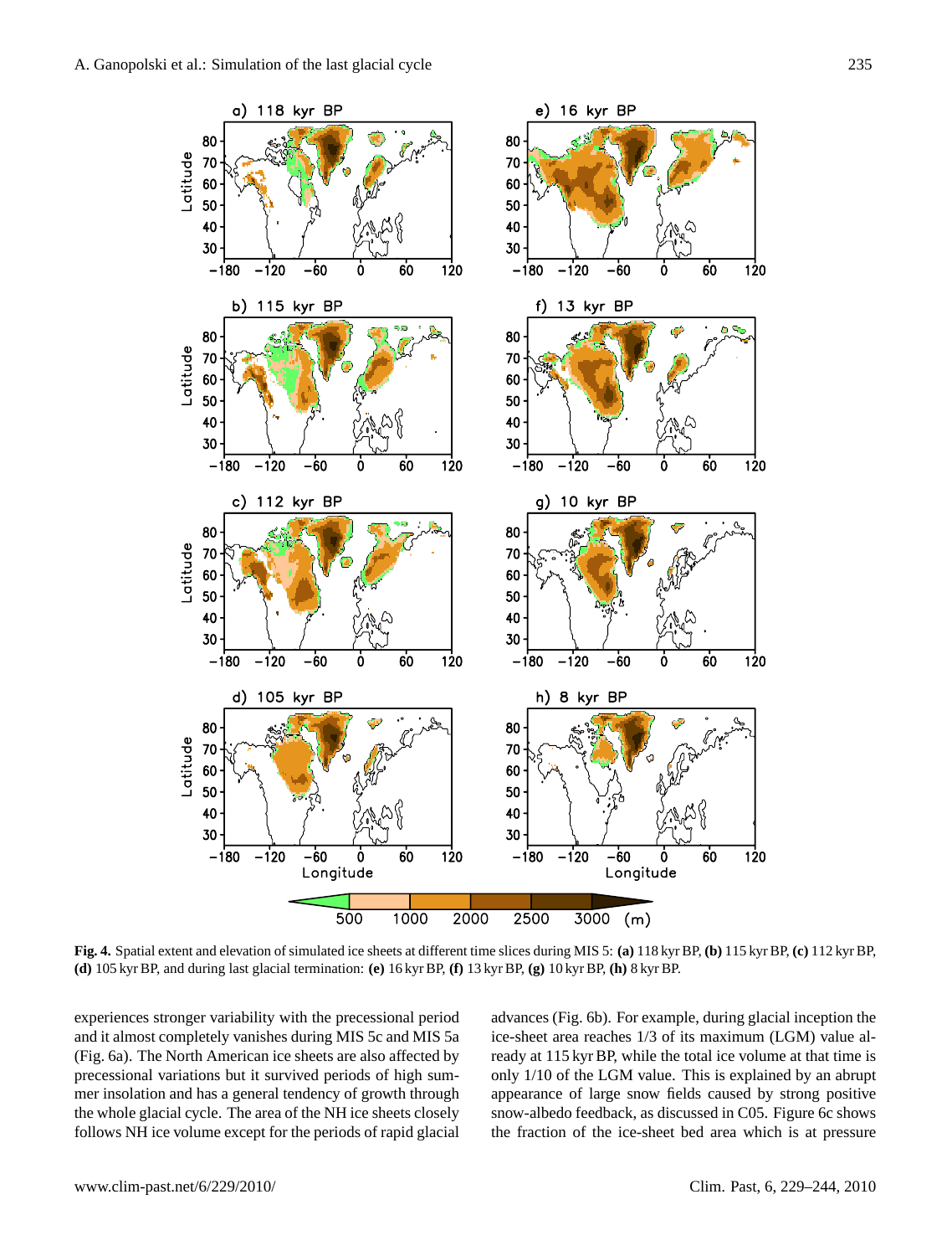**Fig. 4.** Spatial extent and elevation of simulated ice sheets at different time slices during MIS 5: **(a)** 118 kyr BP, **(b)** 115 kyr BP, **(c)** 112 kyr BP, **(d)** 105 kyr BP, and during last glacial termination: **(e)** 16 kyr BP, **(f)** 13 kyr BP, **(g)** 10 kyr BP, **(h)** 8 kyr BP.

experiences stronger variability with the precessional period and it almost completely vanishes during MIS 5c and MIS 5a (Fig. 6a). The North American ice sheets are also affected by precessional variations but it survived periods of high summer insolation and has a general tendency of growth through the whole glacial cycle. The area of the NH ice sheets closely follows NH ice volume except for the periods of rapid glacial advances (Fig. 6b). For example, during glacial inception the ice-sheet area reaches 1/3 of its maximum (LGM) value already at 115 kyr BP, while the total ice volume at that time is only 1/10 of the LGM value. This is explained by an abrupt appearance of large snow fields caused by strong positive snow-albedo feedback, as discussed in C05. Figure 6c shows the fraction of the ice-sheet bed area which is at pressure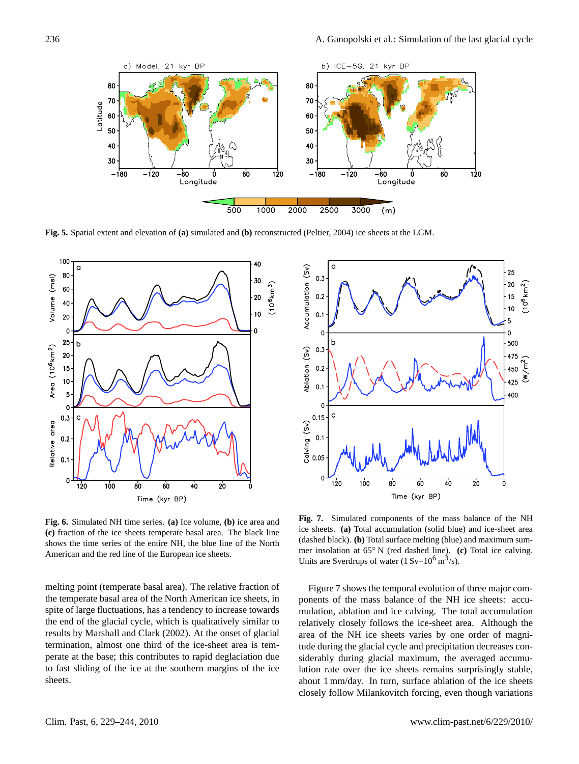**Fig. 5.** Spatial extent and elevation of **(a)** simulated and **(b)** reconstructed (Peltier, 2004) ice sheets at the LGM.

**Fig. 6.** Simulated NH time series. **(a)** Ice volume, **(b)** ice area and **(c)** fraction of the ice sheets temperate basal area. The black line shows the time series of the entire NH, the blue line of the North American and the red line of the European ice sheets.

**Fig. 7.** Simulated components of the mass balance of the NH ice sheets. **(a)** Total accumulation (solid blue) and ice-sheet area (dashed black). **(b)** Total surface melting (blue) and maximum summer insolation at 65° N (red dashed line). **(c)** Total ice calving. Units are Sverdrups of water (1 Sv=$10^6$ $m^3$/s).

melting point (temperate basal area). The relative fraction of the temperate basal area of the North American ice sheets, in spite of large fluctuations, has a tendency to increase towards the end of the glacial cycle, which is qualitatively similar to results by Marshall and Clark (2002). At the onset of glacial termination, almost one third of the ice-sheet area is temperate at the base; this contributes to rapid deglaciation due to fast sliding of the ice at the southern margins of the ice sheets.

Figure 7 shows the temporal evolution of three major components of the mass balance of the NH ice sheets: accumulation, ablation and ice calving. The total accumulation relatively closely follows the ice-sheet area. Although the area of the NH ice sheets varies by one order of magnitude during the glacial cycle and precipitation decreases considerably during glacial maximum, the averaged accumulation rate over the ice sheets remains surprisingly stable, about 1 mm/day. In turn, surface ablation of the ice sheets closely follow Milankovitch forcing, even though variations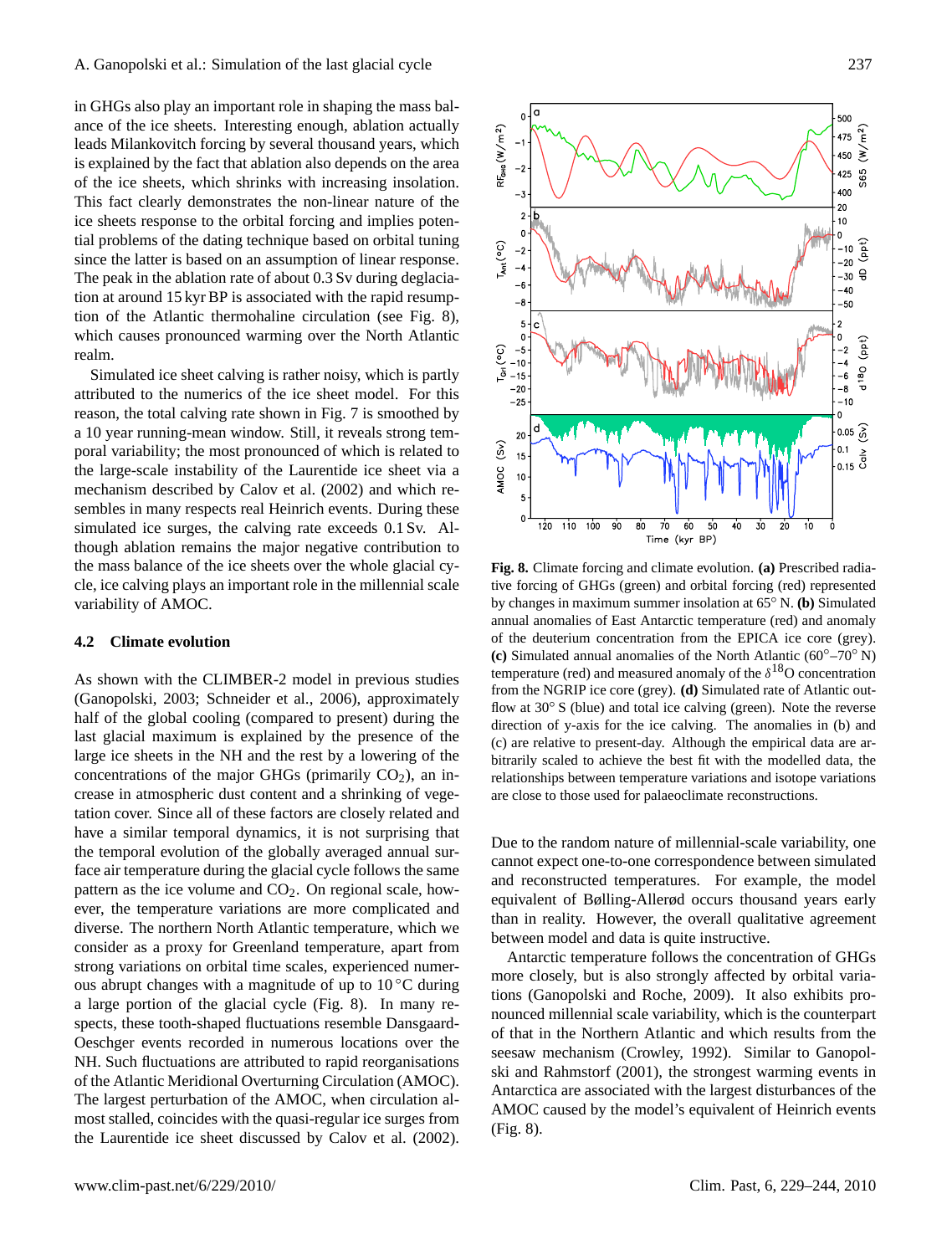in GHGs also play an important role in shaping the mass balance of the ice sheets. Interesting enough, ablation actually leads Milankovitch forcing by several thousand years, which is explained by the fact that ablation also depends on the area of the ice sheets, which shrinks with increasing insolation. This fact clearly demonstrates the non-linear nature of the ice sheets response to the orbital forcing and implies potential problems of the dating technique based on orbital tuning since the latter is based on an assumption of linear response. The peak in the ablation rate of about 0.3 Sv during deglaciation at around 15 kyr BP is associated with the rapid resumption of the Atlantic thermohaline circulation (see Fig. 8), which causes pronounced warming over the North Atlantic realm.

Simulated ice sheet calving is rather noisy, which is partly attributed to the numerics of the ice sheet model. For this reason, the total calving rate shown in Fig. 7 is smoothed by a 10 year running-mean window. Still, it reveals strong temporal variability; the most pronounced of which is related to the large-scale instability of the Laurentide ice sheet via a mechanism described by Calov et al. (2002) and which resembles in many respects real Heinrich events. During these simulated ice surges, the calving rate exceeds 0.1 Sv. Although ablation remains the major negative contribution to the mass balance of the ice sheets over the whole glacial cycle, ice calving plays an important role in the millennial scale variability of AMOC.

### 4.2 Climate evolution

As shown with the CLIMBER-2 model in previous studies (Ganopolski, 2003; Schneider et al., 2006), approximately half of the global cooling (compared to present) during the last glacial maximum is explained by the presence of the large ice sheets in the NH and the rest by a lowering of the concentrations of the major GHGs (primarily $CO_2$), an increase in atmospheric dust content and a shrinking of vegetation cover. Since all of these factors are closely related and have a similar temporal dynamics, it is not surprising that the temporal evolution of the globally averaged annual surface air temperature during the glacial cycle follows the same pattern as the ice volume and $CO_2$. On regional scale, however, the temperature variations are more complicated and diverse. The northern North Atlantic temperature, which we consider as a proxy for Greenland temperature, apart from strong variations on orbital time scales, experienced numerous abrupt changes with a magnitude of up to 10 °C during a large portion of the glacial cycle (Fig. 8). In many respects, these tooth-shaped fluctuations resemble Dansgaard-Oeschger events recorded in numerous locations over the NH. Such fluctuations are attributed to rapid reorganisations of the Atlantic Meridional Overturning Circulation (AMOC). The largest perturbation of the AMOC, when circulation almost stalled, coincides with the quasi-regular ice surges from the Laurentide ice sheet discussed by Calov et al. (2002).

**Fig. 8.** Climate forcing and climate evolution. **(a)** Prescribed radiative forcing of GHGs (green) and orbital forcing (red) represented by changes in maximum summer insolation at 65° N. **(b)** Simulated annual anomalies of East Antarctic temperature (red) and anomaly of the deuterium concentration from the EPICA ice core (grey). **(c)** Simulated annual anomalies of the North Atlantic (60°–70° N) temperature (red) and measured anomaly of the $\delta^{18}$O concentration from the NGRIP ice core (grey). **(d)** Simulated rate of Atlantic outflow at 30° S (blue) and total ice calving (green). Note the reverse direction of y-axis for the ice calving. The anomalies in (b) and (c) are relative to present-day. Although the empirical data are arbitrarily scaled to achieve the best fit with the modelled data, the relationships between temperature variations and isotope variations are close to those used for palaeoclimate reconstructions.

Due to the random nature of millennial-scale variability, one cannot expect one-to-one correspondence between simulated and reconstructed temperatures. For example, the model equivalent of Bølling-Allerød occurs thousand years early than in reality. However, the overall qualitative agreement between model and data is quite instructive.

Antarctic temperature follows the concentration of GHGs more closely, but is also strongly affected by orbital variations (Ganopolski and Roche, 2009). It also exhibits pronounced millennial scale variability, which is the counterpart of that in the Northern Atlantic and which results from the seesaw mechanism (Crowley, 1992). Similar to Ganopolski and Rahmstorf (2001), the strongest warming events in Antarctica are associated with the largest disturbances of the AMOC caused by the model's equivalent of Heinrich events (Fig. 8).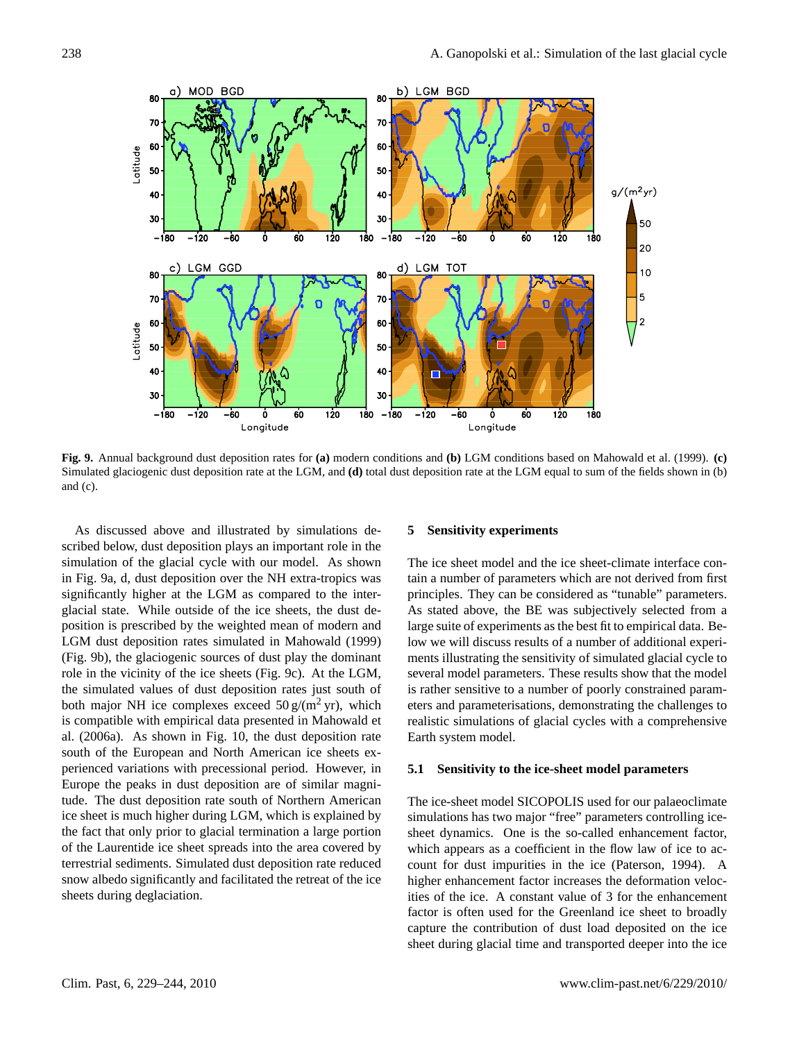**Fig. 9.** Annual background dust deposition rates for **(a)** modern conditions and **(b)** LGM conditions based on Mahowald et al. (1999). **(c)** Simulated glaciogenic dust deposition rate at the LGM, and **(d)** total dust deposition rate at the LGM equal to sum of the fields shown in (b) and (c).

As discussed above and illustrated by simulations described below, dust deposition plays an important role in the simulation of the glacial cycle with our model. As shown in Fig. 9a, d, dust deposition over the NH extra-tropics was significantly higher at the LGM as compared to the interglacial state. While outside of the ice sheets, the dust deposition is prescribed by the weighted mean of modern and LGM dust deposition rates simulated in Mahowald (1999) (Fig. 9b), the glaciogenic sources of dust play the dominant role in the vicinity of the ice sheets (Fig. 9c). At the LGM, the simulated values of dust deposition rates just south of both major NH ice complexes exceed $50\,\mathrm{g/(m^2\,yr)}$, which is compatible with empirical data presented in Mahowald et al. (2006a). As shown in Fig. 10, the dust deposition rate south of the European and North American ice sheets experienced variations with precessional period. However, in Europe the peaks in dust deposition are of similar magnitude. The dust deposition rate south of Northern American ice sheet is much higher during LGM, which is explained by the fact that only prior to glacial termination a large portion of the Laurentide ice sheet spreads into the area covered by terrestrial sediments. Simulated dust deposition rate reduced snow albedo significantly and facilitated the retreat of the ice sheets during deglaciation.

## 5 Sensitivity experiments

The ice sheet model and the ice sheet-climate interface contain a number of parameters which are not derived from first principles. They can be considered as "tunable" parameters. As stated above, the BE was subjectively selected from a large suite of experiments as the best fit to empirical data. Below we will discuss results of a number of additional experiments illustrating the sensitivity of simulated glacial cycle to several model parameters. These results show that the model is rather sensitive to a number of poorly constrained parameters and parameterisations, demonstrating the challenges to realistic simulations of glacial cycles with a comprehensive Earth system model.

### 5.1 Sensitivity to the ice-sheet model parameters

The ice-sheet model SICOPOLIS used for our palaeoclimate simulations has two major "free" parameters controlling ice-sheet dynamics. One is the so-called enhancement factor, which appears as a coefficient in the flow law of ice to account for dust impurities in the ice (Paterson, 1994). A higher enhancement factor increases the deformation velocities of the ice. A constant value of 3 for the enhancement factor is often used for the Greenland ice sheet to broadly capture the contribution of dust load deposited on the ice sheet during glacial time and transported deeper into the ice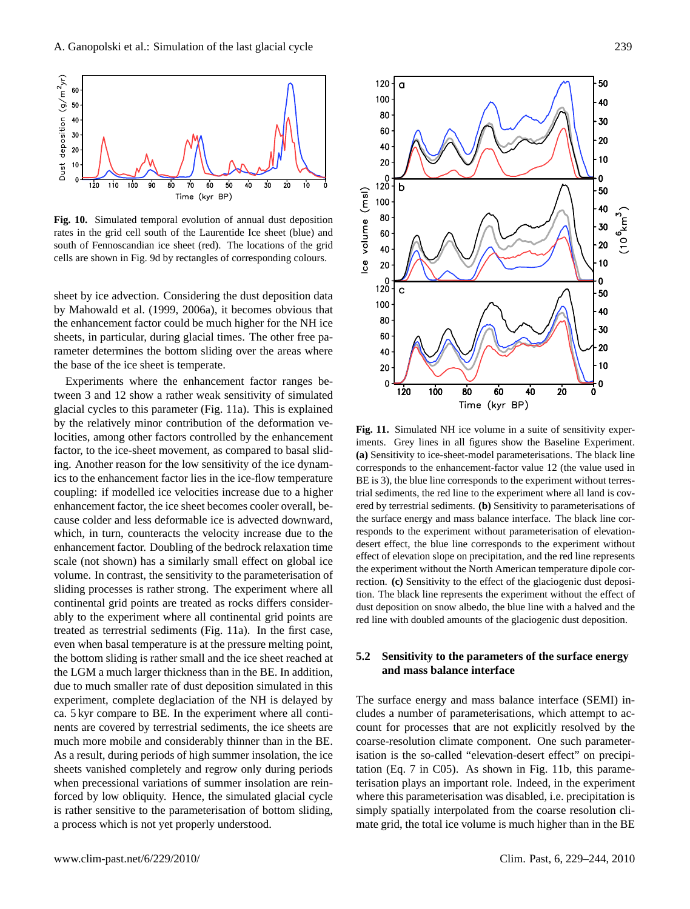**Fig. 10.** Simulated temporal evolution of annual dust deposition rates in the grid cell south of the Laurentide Ice sheet (blue) and south of Fennoscandian ice sheet (red). The locations of the grid cells are shown in Fig. 9d by rectangles of corresponding colours.

sheet by ice advection. Considering the dust deposition data by Mahowald et al. (1999, 2006a), it becomes obvious that the enhancement factor could be much higher for the NH ice sheets, in particular, during glacial times. The other free parameter determines the bottom sliding over the areas where the base of the ice sheet is temperate.

Experiments where the enhancement factor ranges between 3 and 12 show a rather weak sensitivity of simulated glacial cycles to this parameter (Fig. 11a). This is explained by the relatively minor contribution of the deformation velocities, among other factors controlled by the enhancement factor, to the ice-sheet movement, as compared to basal sliding. Another reason for the low sensitivity of the ice dynamics to the enhancement factor lies in the ice-flow temperature coupling: if modelled ice velocities increase due to a higher enhancement factor, the ice sheet becomes cooler overall, because colder and less deformable ice is advected downward, which, in turn, counteracts the velocity increase due to the enhancement factor. Doubling of the bedrock relaxation time scale (not shown) has a similarly small effect on global ice volume. In contrast, the sensitivity to the parameterisation of sliding processes is rather strong. The experiment where all continental grid points are treated as rocks differs considerably to the experiment where all continental grid points are treated as terrestrial sediments (Fig. 11a). In the first case, even when basal temperature is at the pressure melting point, the bottom sliding is rather small and the ice sheet reached at the LGM a much larger thickness than in the BE. In addition, due to much smaller rate of dust deposition simulated in this experiment, complete deglaciation of the NH is delayed by ca. 5 kyr compare to BE. In the experiment where all continents are covered by terrestrial sediments, the ice sheets are much more mobile and considerably thinner than in the BE. As a result, during periods of high summer insolation, the ice sheets vanished completely and regrow only during periods when precessional variations of summer insolation are reinforced by low obliquity. Hence, the simulated glacial cycle is rather sensitive to the parameterisation of bottom sliding, a process which is not yet properly understood.

**Fig. 11.** Simulated NH ice volume in a suite of sensitivity experiments. Grey lines in all figures show the Baseline Experiment. **(a)** Sensitivity to ice-sheet-model parameterisations. The black line corresponds to the enhancement-factor value 12 (the value used in BE is 3), the blue line corresponds to the experiment without terrestrial sediments, the red line to the experiment where all land is covered by terrestrial sediments. **(b)** Sensitivity to parameterisations of the surface energy and mass balance interface. The black line corresponds to the experiment without parameterisation of elevation-desert effect, the blue line corresponds to the experiment without effect of elevation slope on precipitation, and the red line represents the experiment without the North American temperature dipole correction. **(c)** Sensitivity to the effect of the glaciogenic dust deposition. The black line represents the experiment without the effect of dust deposition on snow albedo, the blue line with a halved and the red line with doubled amounts of the glaciogenic dust deposition.

### 5.2 Sensitivity to the parameters of the surface energy and mass balance interface

The surface energy and mass balance interface (SEMI) includes a number of parameterisations, which attempt to account for processes that are not explicitly resolved by the coarse-resolution climate component. One such parameterisation is the so-called "elevation-desert effect" on precipitation (Eq. 7 in C05). As shown in Fig. 11b, this parameterisation plays an important role. Indeed, in the experiment where this parameterisation was disabled, i.e. precipitation is simply spatially interpolated from the coarse resolution climate grid, the total ice volume is much higher than in the BE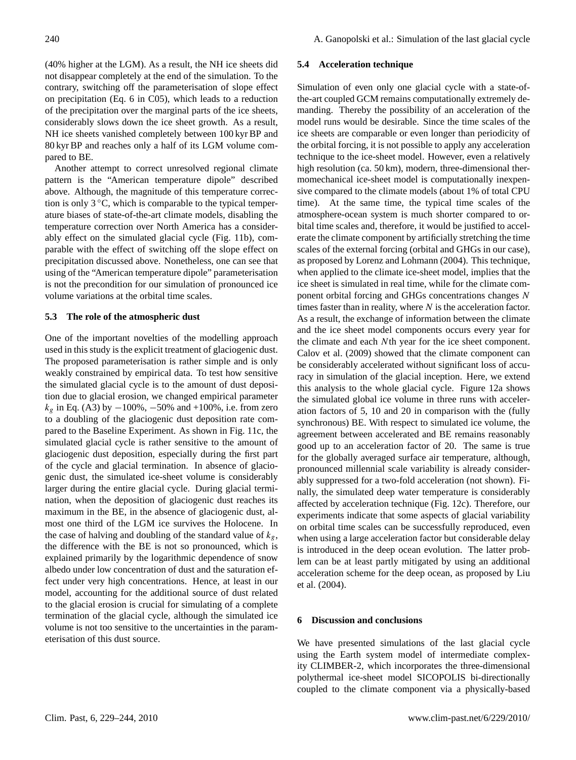(40% higher at the LGM). As a result, the NH ice sheets did not disappear completely at the end of the simulation. To the contrary, switching off the parameterisation of slope effect on precipitation (Eq. 6 in C05), which leads to a reduction of the precipitation over the marginal parts of the ice sheets, considerably slows down the ice sheet growth. As a result, NH ice sheets vanished completely between 100 kyr BP and 80 kyr BP and reaches only a half of its LGM volume compared to BE.

Another attempt to correct unresolved regional climate pattern is the "American temperature dipole" described above. Although, the magnitude of this temperature correction is only 3 °C, which is comparable to the typical temperature biases of state-of-the-art climate models, disabling the temperature correction over North America has a considerably effect on the simulated glacial cycle (Fig. 11b), comparable with the effect of switching off the slope effect on precipitation discussed above. Nonetheless, one can see that using of the "American temperature dipole" parameterisation is not the precondition for our simulation of pronounced ice volume variations at the orbital time scales.

### 5.3 The role of the atmospheric dust

One of the important novelties of the modelling approach used in this study is the explicit treatment of glaciogenic dust. The proposed parameterisation is rather simple and is only weakly constrained by empirical data. To test how sensitive the simulated glacial cycle is to the amount of dust deposition due to glacial erosion, we changed empirical parameter $k_g$ in Eq. (A3) by −100%, −50% and +100%, i.e. from zero to a doubling of the glaciogenic dust deposition rate compared to the Baseline Experiment. As shown in Fig. 11c, the simulated glacial cycle is rather sensitive to the amount of glaciogenic dust deposition, especially during the first part of the cycle and glacial termination. In absence of glaciogenic dust, the simulated ice-sheet volume is considerably larger during the entire glacial cycle. During glacial termination, when the deposition of glaciogenic dust reaches its maximum in the BE, in the absence of glaciogenic dust, almost one third of the LGM ice survives the Holocene. In the case of halving and doubling of the standard value of $k_g$, the difference with the BE is not so pronounced, which is explained primarily by the logarithmic dependence of snow albedo under low concentration of dust and the saturation effect under very high concentrations. Hence, at least in our model, accounting for the additional source of dust related to the glacial erosion is crucial for simulating of a complete termination of the glacial cycle, although the simulated ice volume is not too sensitive to the uncertainties in the parameterisation of this dust source.

### 5.4 Acceleration technique

Simulation of even only one glacial cycle with a state-of-the-art coupled GCM remains computationally extremely demanding. Thereby the possibility of an acceleration of the model runs would be desirable. Since the time scales of the ice sheets are comparable or even longer than periodicity of the orbital forcing, it is not possible to apply any acceleration technique to the ice-sheet model. However, even a relatively high resolution (ca. 50 km), modern, three-dimensional thermomechanical ice-sheet model is computationally inexpensive compared to the climate models (about 1% of total CPU time). At the same time, the typical time scales of the atmosphere-ocean system is much shorter compared to orbital time scales and, therefore, it would be justified to accelerate the climate component by artificially stretching the time scales of the external forcing (orbital and GHGs in our case), as proposed by Lorenz and Lohmann (2004). This technique, when applied to the climate ice-sheet model, implies that the ice sheet is simulated in real time, while for the climate component orbital forcing and GHGs concentrations changes $N$ times faster than in reality, where $N$ is the acceleration factor. As a result, the exchange of information between the climate and the ice sheet model components occurs every year for the climate and each $N$th year for the ice sheet component. Calov et al. (2009) showed that the climate component can be considerably accelerated without significant loss of accuracy in simulation of the glacial inception. Here, we extend this analysis to the whole glacial cycle. Figure 12a shows the simulated global ice volume in three runs with acceleration factors of 5, 10 and 20 in comparison with the (fully synchronous) BE. With respect to simulated ice volume, the agreement between accelerated and BE remains reasonably good up to an acceleration factor of 20. The same is true for the globally averaged surface air temperature, although, pronounced millennial scale variability is already considerably suppressed for a two-fold acceleration (not shown). Finally, the simulated deep water temperature is considerably affected by acceleration technique (Fig. 12c). Therefore, our experiments indicate that some aspects of glacial variability on orbital time scales can be successfully reproduced, even when using a large acceleration factor but considerable delay is introduced in the deep ocean evolution. The latter problem can be at least partly mitigated by using an additional acceleration scheme for the deep ocean, as proposed by Liu et al. (2004).

## 6 Discussion and conclusions

We have presented simulations of the last glacial cycle using the Earth system model of intermediate complexity CLIMBER-2, which incorporates the three-dimensional polythermal ice-sheet model SICOPOLIS bi-directionally coupled to the climate component via a physically-based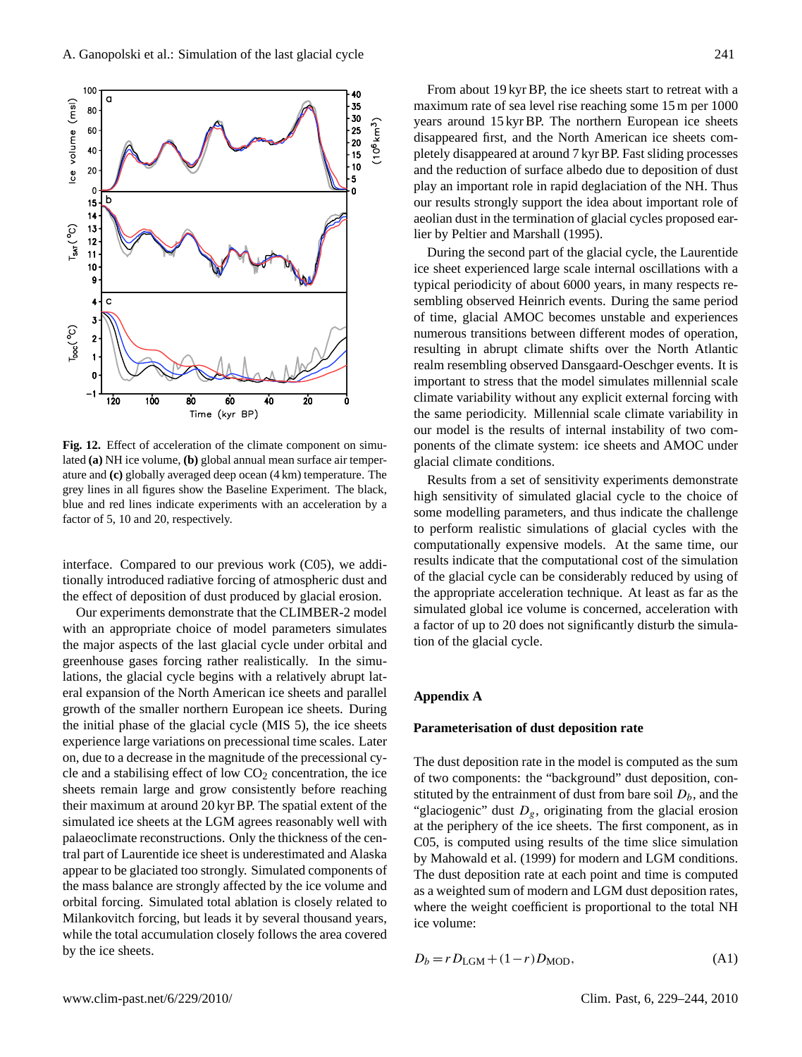**Fig. 12.** Effect of acceleration of the climate component on simulated **(a)** NH ice volume, **(b)** global annual mean surface air temperature and **(c)** globally averaged deep ocean (4 km) temperature. The grey lines in all figures show the Baseline Experiment. The black, blue and red lines indicate experiments with an acceleration by a factor of 5, 10 and 20, respectively.

interface. Compared to our previous work (C05), we additionally introduced radiative forcing of atmospheric dust and the effect of deposition of dust produced by glacial erosion.

Our experiments demonstrate that the CLIMBER-2 model with an appropriate choice of model parameters simulates the major aspects of the last glacial cycle under orbital and greenhouse gases forcing rather realistically. In the simulations, the glacial cycle begins with a relatively abrupt lateral expansion of the North American ice sheets and parallel growth of the smaller northern European ice sheets. During the initial phase of the glacial cycle (MIS 5), the ice sheets experience large variations on precessional time scales. Later on, due to a decrease in the magnitude of the precessional cycle and a stabilising effect of low $CO_2$ concentration, the ice sheets remain large and grow consistently before reaching their maximum at around 20 kyr BP. The spatial extent of the simulated ice sheets at the LGM agrees reasonably well with palaeoclimate reconstructions. Only the thickness of the central part of Laurentide ice sheet is underestimated and Alaska appear to be glaciated too strongly. Simulated components of the mass balance are strongly affected by the ice volume and orbital forcing. Simulated total ablation is closely related to Milankovitch forcing, but leads it by several thousand years, while the total accumulation closely follows the area covered by the ice sheets.

From about 19 kyr BP, the ice sheets start to retreat with a maximum rate of sea level rise reaching some 15 m per 1000 years around 15 kyr BP. The northern European ice sheets disappeared first, and the North American ice sheets completely disappeared at around 7 kyr BP. Fast sliding processes and the reduction of surface albedo due to deposition of dust play an important role in rapid deglaciation of the NH. Thus our results strongly support the idea about important role of aeolian dust in the termination of glacial cycles proposed earlier by Peltier and Marshall (1995).

During the second part of the glacial cycle, the Laurentide ice sheet experienced large scale internal oscillations with a typical periodicity of about 6000 years, in many respects resembling observed Heinrich events. During the same period of time, glacial AMOC becomes unstable and experiences numerous transitions between different modes of operation, resulting in abrupt climate shifts over the North Atlantic realm resembling observed Dansgaard-Oeschger events. It is important to stress that the model simulates millennial scale climate variability without any explicit external forcing with the same periodicity. Millennial scale climate variability in our model is the results of internal instability of two components of the climate system: ice sheets and AMOC under glacial climate conditions.

Results from a set of sensitivity experiments demonstrate high sensitivity of simulated glacial cycle to the choice of some modelling parameters, and thus indicate the challenge to perform realistic simulations of glacial cycles with the computationally expensive models. At the same time, our results indicate that the computational cost of the simulation of the glacial cycle can be considerably reduced by using of the appropriate acceleration technique. At least as far as the simulated global ice volume is concerned, acceleration with a factor of up to 20 does not significantly disturb the simulation of the glacial cycle.

## Appendix A

### Parameterisation of dust deposition rate

The dust deposition rate in the model is computed as the sum of two components: the "background" dust deposition, constituted by the entrainment of dust from bare soil $D_b$, and the "glaciogenic" dust $D_g$, originating from the glacial erosion at the periphery of the ice sheets. The first component, as in C05, is computed using results of the time slice simulation by Mahowald et al. (1999) for modern and LGM conditions. The dust deposition rate at each point and time is computed as a weighted sum of modern and LGM dust deposition rates, where the weight coefficient is proportional to the total NH ice volume:

$$D_b = r\,D_{\mathrm{LGM}} + (1-r)\,D_{\mathrm{MOD}}, \tag{A1}$$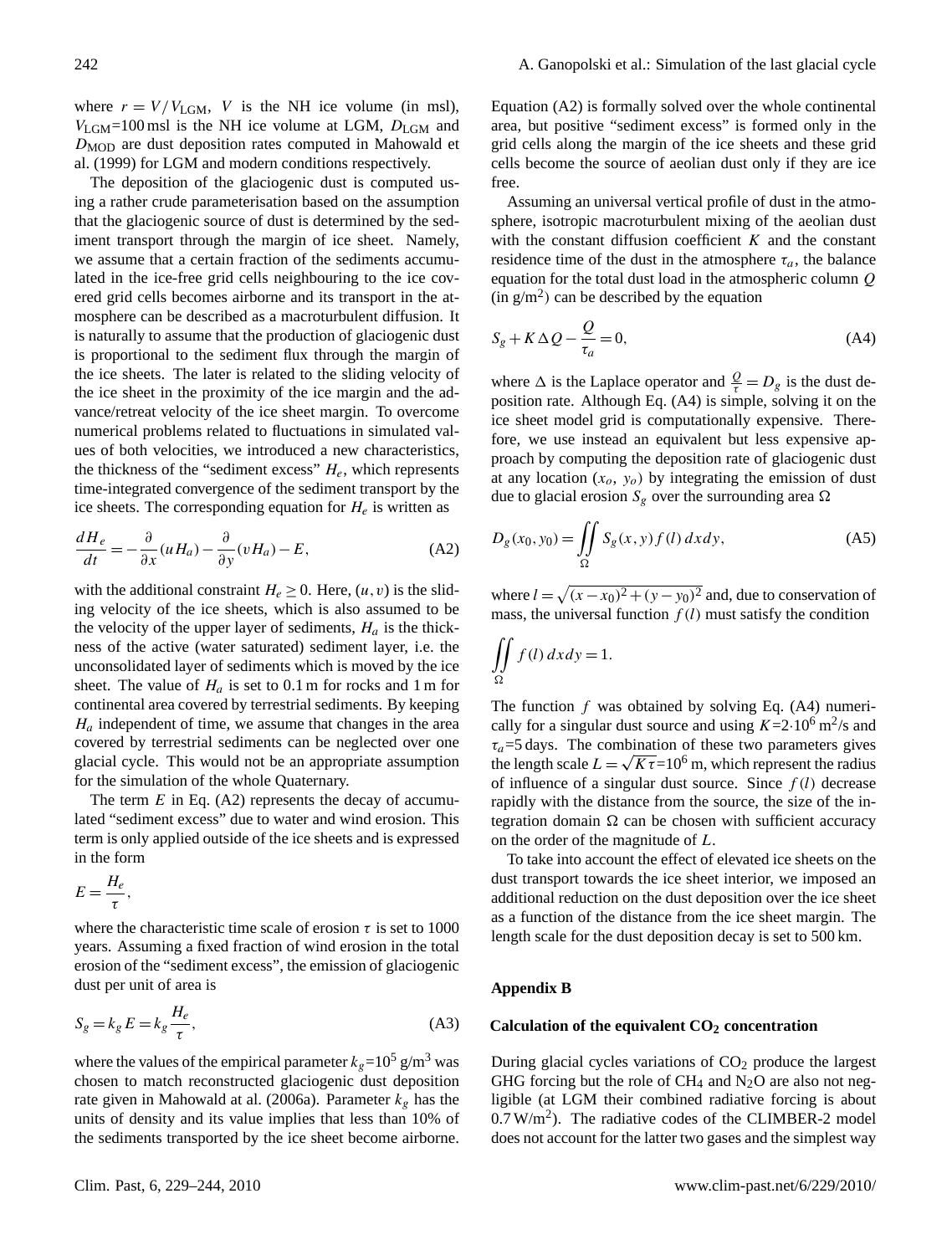where $r = V/V_{\mathrm{LGM}}$, $V$ is the NH ice volume (in msl), $V_{\mathrm{LGM}}$=100 msl is the NH ice volume at LGM, $D_{\mathrm{LGM}}$ and $D_{\mathrm{MOD}}$ are dust deposition rates computed in Mahowald et al. (1999) for LGM and modern conditions respectively.

The deposition of the glaciogenic dust is computed using a rather crude parameterisation based on the assumption that the glaciogenic source of dust is determined by the sediment transport through the margin of ice sheet. Namely, we assume that a certain fraction of the sediments accumulated in the ice-free grid cells neighbouring to the ice covered grid cells becomes airborne and its transport in the atmosphere can be described as a macroturbulent diffusion. It is naturally to assume that the production of glaciogenic dust is proportional to the sediment flux through the margin of the ice sheets. The later is related to the sliding velocity of the ice sheet in the proximity of the ice margin and the advance/retreat velocity of the ice sheet margin. To overcome numerical problems related to fluctuations in simulated values of both velocities, we introduced a new characteristics, the thickness of the "sediment excess" $H_e$, which represents time-integrated convergence of the sediment transport by the ice sheets. The corresponding equation for $H_e$ is written as

$$\frac{dH_e}{dt} = -\frac{\partial}{\partial x}(uH_a) - \frac{\partial}{\partial y}(vH_a) - E, \tag{A2}$$

with the additional constraint $H_e \geq 0$. Here, $(u, v)$ is the sliding velocity of the ice sheets, which is also assumed to be the velocity of the upper layer of sediments, $H_a$ is the thickness of the active (water saturated) sediment layer, i.e. the unconsolidated layer of sediments which is moved by the ice sheet. The value of $H_a$ is set to 0.1 m for rocks and 1 m for continental area covered by terrestrial sediments. By keeping $H_a$ independent of time, we assume that changes in the area covered by terrestrial sediments can be neglected over one glacial cycle. This would not be an appropriate assumption for the simulation of the whole Quaternary.

The term $E$ in Eq. (A2) represents the decay of accumulated "sediment excess" due to water and wind erosion. This term is only applied outside of the ice sheets and is expressed in the form

$$E = \frac{H_e}{\tau},$$

where the characteristic time scale of erosion $\tau$ is set to 1000 years. Assuming a fixed fraction of wind erosion in the total erosion of the "sediment excess", the emission of glaciogenic dust per unit of area is

$$S_g = k_g E = k_g \frac{H_e}{\tau}, \tag{A3}$$

where the values of the empirical parameter $k_g$=$10^5$ g/m$^3$ was chosen to match reconstructed glaciogenic dust deposition rate given in Mahowald at al. (2006a). Parameter $k_g$ has the units of density and its value implies that less than 10% of the sediments transported by the ice sheet become airborne. Equation (A2) is formally solved over the whole continental area, but positive "sediment excess" is formed only in the grid cells along the margin of the ice sheets and these grid cells become the source of aeolian dust only if they are ice free.

Assuming an universal vertical profile of dust in the atmosphere, isotropic macroturbulent mixing of the aeolian dust with the constant diffusion coefficient $K$ and the constant residence time of the dust in the atmosphere $\tau_a$, the balance equation for the total dust load in the atmospheric column $Q$ (in g/m$^2$) can be described by the equation

$$S_g + K\Delta Q - \frac{Q}{\tau_a} = 0, \tag{A4}$$

where $\Delta$ is the Laplace operator and $\frac{Q}{\tau} = D_g$ is the dust deposition rate. Although Eq. (A4) is simple, solving it on the ice sheet model grid is computationally expensive. Therefore, we use instead an equivalent but less expensive approach by computing the deposition rate of glaciogenic dust at any location $(x_o, y_o)$ by integrating the emission of dust due to glacial erosion $S_g$ over the surrounding area $\Omega$

$$D_g(x_0, y_0) = \iint_{\Omega} S_g(x, y) f(l)\, dx dy, \tag{A5}$$

where $l = \sqrt{(x-x_0)^2 + (y-y_0)^2}$ and, due to conservation of mass, the universal function $f(l)$ must satisfy the condition

$$\iint_{\Omega} f(l)\, dx dy = 1.$$

The function $f$ was obtained by solving Eq. (A4) numerically for a singular dust source and using $K$=$2 \cdot 10^6$ m$^2$/s and $\tau_a$=5 days. The combination of these two parameters gives the length scale $L = \sqrt{K\tau}$=$10^6$ m, which represent the radius of influence of a singular dust source. Since $f(l)$ decrease rapidly with the distance from the source, the size of the integration domain $\Omega$ can be chosen with sufficient accuracy on the order of the magnitude of $L$.

To take into account the effect of elevated ice sheets on the dust transport towards the ice sheet interior, we imposed an additional reduction on the dust deposition over the ice sheet as a function of the distance from the ice sheet margin. The length scale for the dust deposition decay is set to 500 km.

## Appendix B

### Calculation of the equivalent $CO_2$ concentration

During glacial cycles variations of $CO_2$ produce the largest GHG forcing but the role of $CH_4$ and $N_2O$ are also not negligible (at LGM their combined radiative forcing is about 0.7 W/m$^2$). The radiative codes of the CLIMBER-2 model does not account for the latter two gases and the simplest way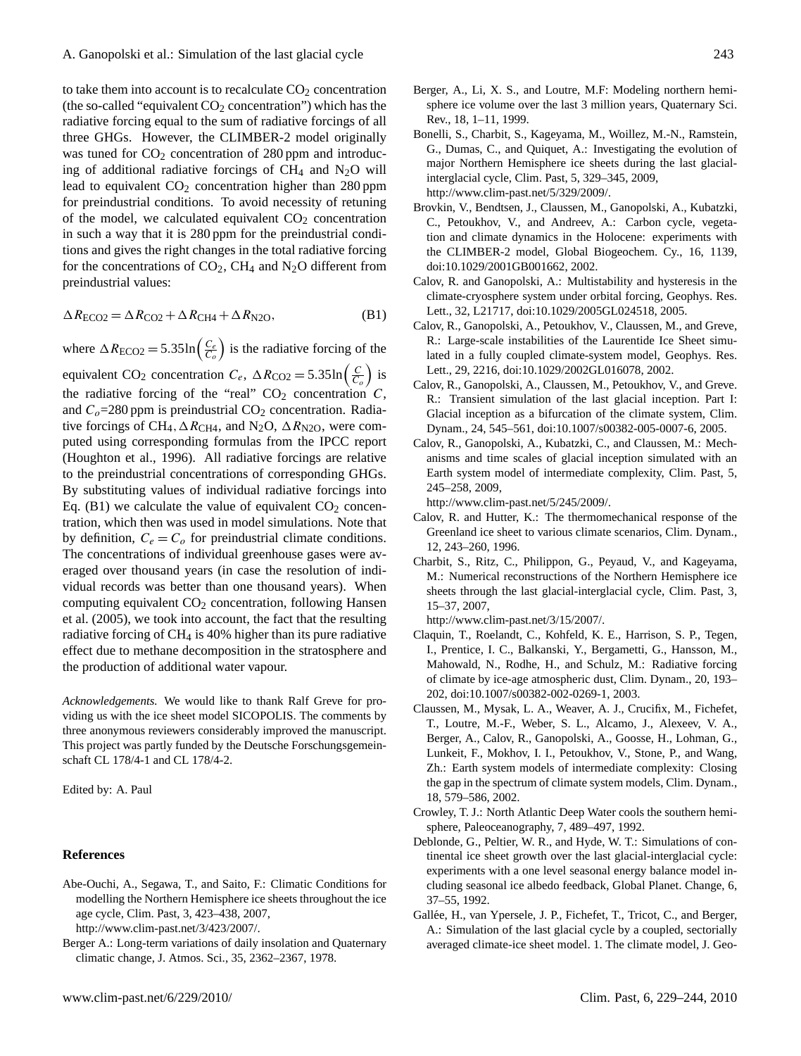to take them into account is to recalculate $CO_2$ concentration (the so-called "equivalent $CO_2$ concentration") which has the radiative forcing equal to the sum of radiative forcings of all three GHGs. However, the CLIMBER-2 model originally was tuned for $CO_2$ concentration of 280 ppm and introducing of additional radiative forcings of $CH_4$ and $N_2O$ will lead to equivalent $CO_2$ concentration higher than 280 ppm for preindustrial conditions. To avoid necessity of retuning of the model, we calculated equivalent $CO_2$ concentration in such a way that it is 280 ppm for the preindustrial conditions and gives the right changes in the total radiative forcing for the concentrations of $CO_2$, $CH_4$ and $N_2O$ different from preindustrial values:

$$\Delta R_{\mathrm{ECO2}} = \Delta R_{\mathrm{CO2}} + \Delta R_{\mathrm{CH4}} + \Delta R_{\mathrm{N2O}}, \tag{B1}$$

where $\Delta R_{\mathrm{ECO2}} = 5.35 \ln\left(\frac{C_e}{C_o}\right)$ is the radiative forcing of the equivalent $CO_2$ concentration $C_e$, $\Delta R_{\mathrm{CO2}} = 5.35 \ln\left(\frac{C}{C_o}\right)$ is the radiative forcing of the "real" $CO_2$ concentration $C$, and $C_o$=280 ppm is preindustrial $CO_2$ concentration. Radiative forcings of $CH_4$, $\Delta R_{\mathrm{CH4}}$, and $N_2O$, $\Delta R_{\mathrm{N2O}}$, were computed using corresponding formulas from the IPCC report (Houghton et al., 1996). All radiative forcings are relative to the preindustrial concentrations of corresponding GHGs. By substituting values of individual radiative forcings into Eq. (B1) we calculate the value of equivalent $CO_2$ concentration, which then was used in model simulations. Note that by definition, $C_e = C_o$ for preindustrial climate conditions. The concentrations of individual greenhouse gases were averaged over thousand years (in case the resolution of individual records was better than one thousand years). When computing equivalent $CO_2$ concentration, following Hansen et al. (2005), we took into account, the fact that the resulting radiative forcing of $CH_4$ is 40% higher than its pure radiative effect due to methane decomposition in the stratosphere and the production of additional water vapour.

*Acknowledgements.* We would like to thank Ralf Greve for providing us with the ice sheet model SICOPOLIS. The comments by three anonymous reviewers considerably improved the manuscript. This project was partly funded by the Deutsche Forschungsgemeinschaft CL 178/4-1 and CL 178/4-2.

Edited by: A. Paul

## References

Abe-Ouchi, A., Segawa, T., and Saito, F.: Climatic Conditions for modelling the Northern Hemisphere ice sheets throughout the ice age cycle, Clim. Past, 3, 423–438, 2007, http://www.clim-past.net/3/423/2007/.

Berger A.: Long-term variations of daily insolation and Quaternary climatic change, J. Atmos. Sci., 35, 2362–2367, 1978.

Berger, A., Li, X. S., and Loutre, M.F: Modeling northern hemisphere ice volume over the last 3 million years, Quaternary Sci. Rev., 18, 1–11, 1999.

Bonelli, S., Charbit, S., Kageyama, M., Woillez, M.-N., Ramstein, G., Dumas, C., and Quiquet, A.: Investigating the evolution of major Northern Hemisphere ice sheets during the last glacial-interglacial cycle, Clim. Past, 5, 329–345, 2009, http://www.clim-past.net/5/329/2009/.

Brovkin, V., Bendtsen, J., Claussen, M., Ganopolski, A., Kubatzki, C., Petoukhov, V., and Andreev, A.: Carbon cycle, vegetation and climate dynamics in the Holocene: experiments with the CLIMBER-2 model, Global Biogeochem. Cy., 16, 1139, doi:10.1029/2001GB001662, 2002.

Calov, R. and Ganopolski, A.: Multistability and hysteresis in the climate-cryosphere system under orbital forcing, Geophys. Res. Lett., 32, L21717, doi:10.1029/2005GL024518, 2005.

Calov, R., Ganopolski, A., Petoukhov, V., Claussen, M., and Greve, R.: Large-scale instabilities of the Laurentide Ice Sheet simulated in a fully coupled climate-system model, Geophys. Res. Lett., 29, 2216, doi:10.1029/2002GL016078, 2002.

Calov, R., Ganopolski, A., Claussen, M., Petoukhov, V., and Greve. R.: Transient simulation of the last glacial inception. Part I: Glacial inception as a bifurcation of the climate system, Clim. Dynam., 24, 545–561, doi:10.1007/s00382-005-0007-6, 2005.

Calov, R., Ganopolski, A., Kubatzki, C., and Claussen, M.: Mechanisms and time scales of glacial inception simulated with an Earth system model of intermediate complexity, Clim. Past, 5, 245–258, 2009, http://www.clim-past.net/5/245/2009/.

Calov, R. and Hutter, K.: The thermomechanical response of the Greenland ice sheet to various climate scenarios, Clim. Dynam., 12, 243–260, 1996.

Charbit, S., Ritz, C., Philippon, G., Peyaud, V., and Kageyama, M.: Numerical reconstructions of the Northern Hemisphere ice sheets through the last glacial-interglacial cycle, Clim. Past, 3, 15–37, 2007, http://www.clim-past.net/3/15/2007/.

Claquin, T., Roelandt, C., Kohfeld, K. E., Harrison, S. P., Tegen, I., Prentice, I. C., Balkanski, Y., Bergametti, G., Hansson, M., Mahowald, N., Rodhe, H., and Schulz, M.: Radiative forcing of climate by ice-age atmospheric dust, Clim. Dynam., 20, 193–202, doi:10.1007/s00382-002-0269-1, 2003.

Claussen, M., Mysak, L. A., Weaver, A. J., Crucifix, M., Fichefet, T., Loutre, M.-F., Weber, S. L., Alcamo, J., Alexeev, V. A., Berger, A., Calov, R., Ganopolski, A., Goosse, H., Lohman, G., Lunkeit, F., Mokhov, I. I., Petoukhov, V., Stone, P., and Wang, Zh.: Earth system models of intermediate complexity: Closing the gap in the spectrum of climate system models, Clim. Dynam., 18, 579–586, 2002.

Crowley, T. J.: North Atlantic Deep Water cools the southern hemisphere, Paleoceanography, 7, 489–497, 1992.

Deblonde, G., Peltier, W. R., and Hyde, W. T.: Simulations of continental ice sheet growth over the last glacial-interglacial cycle: experiments with a one level seasonal energy balance model including seasonal ice albedo feedback, Global Planet. Change, 6, 37–55, 1992.

Gallée, H., van Ypersele, J. P., Fichefet, T., Tricot, C., and Berger, A.: Simulation of the last glacial cycle by a coupled, sectorially averaged climate-ice sheet model. 1. The climate model, J. Geo-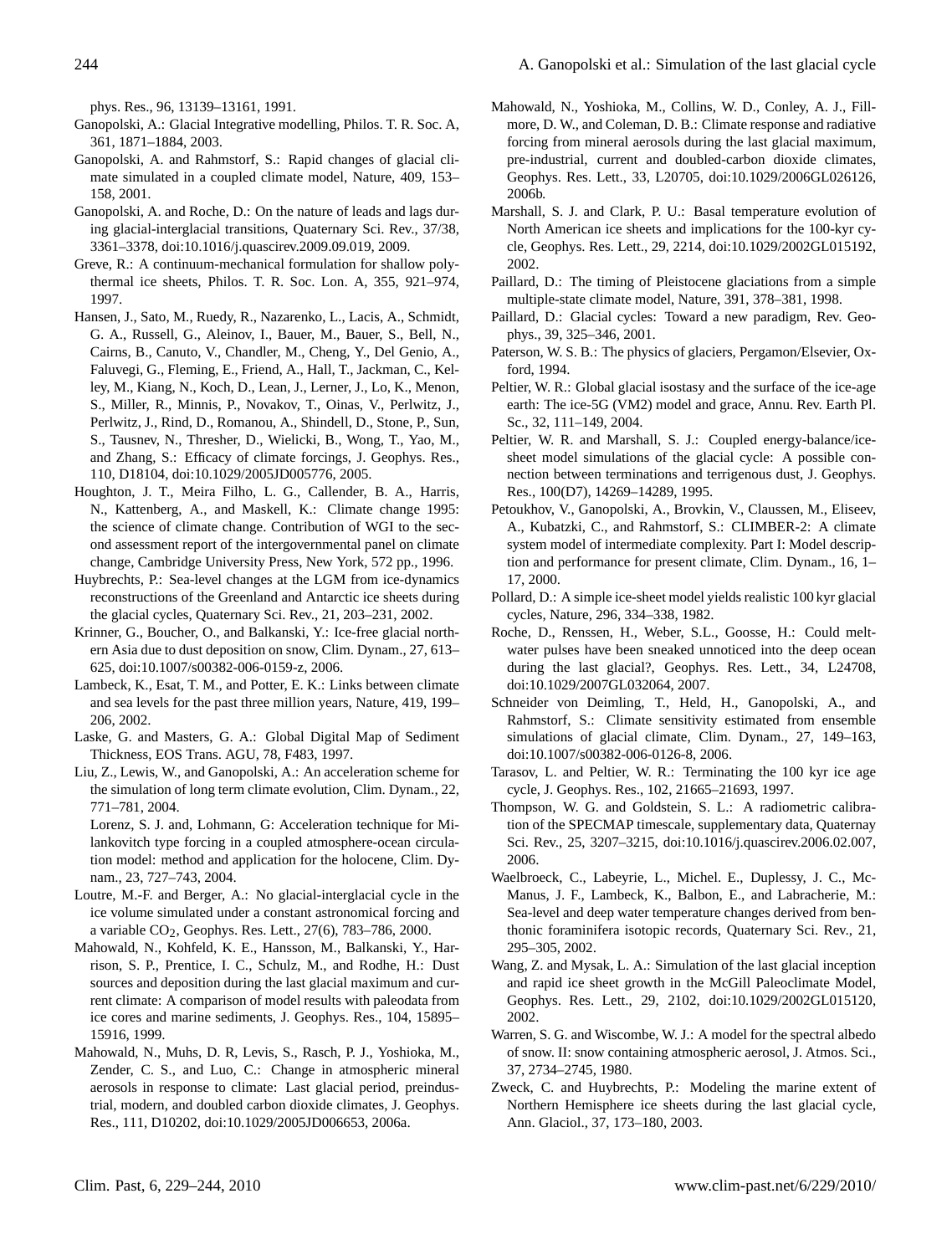phys. Res., 96, 13139–13161, 1991.

Ganopolski, A.: Glacial Integrative modelling, Philos. T. R. Soc. A, 361, 1871–1884, 2003.

Ganopolski, A. and Rahmstorf, S.: Rapid changes of glacial climate simulated in a coupled climate model, Nature, 409, 153–158, 2001.

Ganopolski, A. and Roche, D.: On the nature of leads and lags during glacial-interglacial transitions, Quaternary Sci. Rev., 37/38, 3361–3378, doi:10.1016/j.quascirev.2009.09.019, 2009.

Greve, R.: A continuum-mechanical formulation for shallow polythermal ice sheets, Philos. T. R. Soc. Lon. A, 355, 921–974, 1997.

Hansen, J., Sato, M., Ruedy, R., Nazarenko, L., Lacis, A., Schmidt, G. A., Russell, G., Aleinov, I., Bauer, M., Bauer, S., Bell, N., Cairns, B., Canuto, V., Chandler, M., Cheng, Y., Del Genio, A., Faluvegi, G., Fleming, E., Friend, A., Hall, T., Jackman, C., Kelley, M., Kiang, N., Koch, D., Lean, J., Lerner, J., Lo, K., Menon, S., Miller, R., Minnis, P., Novakov, T., Oinas, V., Perlwitz, J., Perlwitz, J., Rind, D., Romanou, A., Shindell, D., Stone, P., Sun, S., Tausnev, N., Thresher, D., Wielicki, B., Wong, T., Yao, M., and Zhang, S.: Efficacy of climate forcings, J. Geophys. Res., 110, D18104, doi:10.1029/2005JD005776, 2005.

Houghton, J. T., Meira Filho, L. G., Callender, B. A., Harris, N., Kattenberg, A., and Maskell, K.: Climate change 1995: the science of climate change. Contribution of WGI to the second assessment report of the intergovernmental panel on climate change, Cambridge University Press, New York, 572 pp., 1996.

Huybrechts, P.: Sea-level changes at the LGM from ice-dynamics reconstructions of the Greenland and Antarctic ice sheets during the glacial cycles, Quaternary Sci. Rev., 21, 203–231, 2002.

Krinner, G., Boucher, O., and Balkanski, Y.: Ice-free glacial northern Asia due to dust deposition on snow, Clim. Dynam., 27, 613–625, doi:10.1007/s00382-006-0159-z, 2006.

Lambeck, K., Esat, T. M., and Potter, E. K.: Links between climate and sea levels for the past three million years, Nature, 419, 199–206, 2002.

Laske, G. and Masters, G. A.: Global Digital Map of Sediment Thickness, EOS Trans. AGU, 78, F483, 1997.

Liu, Z., Lewis, W., and Ganopolski, A.: An acceleration scheme for the simulation of long term climate evolution, Clim. Dynam., 22, 771–781, 2004.

Lorenz, S. J. and, Lohmann, G: Acceleration technique for Milankovitch type forcing in a coupled atmosphere-ocean circulation model: method and application for the holocene, Clim. Dynam., 23, 727–743, 2004.

Loutre, M.-F. and Berger, A.: No glacial-interglacial cycle in the ice volume simulated under a constant astronomical forcing and a variable $CO_2$, Geophys. Res. Lett., 27(6), 783–786, 2000.

Mahowald, N., Kohfeld, K. E., Hansson, M., Balkanski, Y., Harrison, S. P., Prentice, I. C., Schulz, M., and Rodhe, H.: Dust sources and deposition during the last glacial maximum and current climate: A comparison of model results with paleodata from ice cores and marine sediments, J. Geophys. Res., 104, 15895–15916, 1999.

Mahowald, N., Muhs, D. R, Levis, S., Rasch, P. J., Yoshioka, M., Zender, C. S., and Luo, C.: Change in atmospheric mineral aerosols in response to climate: Last glacial period, preindustrial, modern, and doubled carbon dioxide climates, J. Geophys. Res., 111, D10202, doi:10.1029/2005JD006653, 2006a.

Mahowald, N., Yoshioka, M., Collins, W. D., Conley, A. J., Fillmore, D. W., and Coleman, D. B.: Climate response and radiative forcing from mineral aerosols during the last glacial maximum, pre-industrial, current and doubled-carbon dioxide climates, Geophys. Res. Lett., 33, L20705, doi:10.1029/2006GL026126, 2006b.

Marshall, S. J. and Clark, P. U.: Basal temperature evolution of North American ice sheets and implications for the 100-kyr cycle, Geophys. Res. Lett., 29, 2214, doi:10.1029/2002GL015192, 2002.

Paillard, D.: The timing of Pleistocene glaciations from a simple multiple-state climate model, Nature, 391, 378–381, 1998.

Paillard, D.: Glacial cycles: Toward a new paradigm, Rev. Geophys., 39, 325–346, 2001.

Paterson, W. S. B.: The physics of glaciers, Pergamon/Elsevier, Oxford, 1994.

Peltier, W. R.: Global glacial isostasy and the surface of the ice-age earth: The ice-5G (VM2) model and grace, Annu. Rev. Earth Pl. Sc., 32, 111–149, 2004.

Peltier, W. R. and Marshall, S. J.: Coupled energy-balance/ice-sheet model simulations of the glacial cycle: A possible connection between terminations and terrigenous dust, J. Geophys. Res., 100(D7), 14269–14289, 1995.

Petoukhov, V., Ganopolski, A., Brovkin, V., Claussen, M., Eliseev, A., Kubatzki, C., and Rahmstorf, S.: CLIMBER-2: A climate system model of intermediate complexity. Part I: Model description and performance for present climate, Clim. Dynam., 16, 1–17, 2000.

Pollard, D.: A simple ice-sheet model yields realistic 100 kyr glacial cycles, Nature, 296, 334–338, 1982.

Roche, D., Renssen, H., Weber, S.L., Goosse, H.: Could meltwater pulses have been sneaked unnoticed into the deep ocean during the last glacial?, Geophys. Res. Lett., 34, L24708, doi:10.1029/2007GL032064, 2007.

Schneider von Deimling, T., Held, H., Ganopolski, A., and Rahmstorf, S.: Climate sensitivity estimated from ensemble simulations of glacial climate, Clim. Dynam., 27, 149–163, doi:10.1007/s00382-006-0126-8, 2006.

Tarasov, L. and Peltier, W. R.: Terminating the 100 kyr ice age cycle, J. Geophys. Res., 102, 21665–21693, 1997.

Thompson, W. G. and Goldstein, S. L.: A radiometric calibration of the SPECMAP timescale, supplementary data, Quaternay Sci. Rev., 25, 3207–3215, doi:10.1016/j.quascirev.2006.02.007, 2006.

Waelbroeck, C., Labeyrie, L., Michel. E., Duplessy, J. C., McManus, J. F., Lambeck, K., Balbon, E., and Labracherie, M.: Sea-level and deep water temperature changes derived from benthonic foraminifera isotopic records, Quaternary Sci. Rev., 21, 295–305, 2002.

Wang, Z. and Mysak, L. A.: Simulation of the last glacial inception and rapid ice sheet growth in the McGill Paleoclimate Model, Geophys. Res. Lett., 29, 2102, doi:10.1029/2002GL015120, 2002.

Warren, S. G. and Wiscombe, W. J.: A model for the spectral albedo of snow. II: snow containing atmospheric aerosol, J. Atmos. Sci., 37, 2734–2745, 1980.

Zweck, C. and Huybrechts, P.: Modeling the marine extent of Northern Hemisphere ice sheets during the last glacial cycle, Ann. Glaciol., 37, 173–180, 2003.